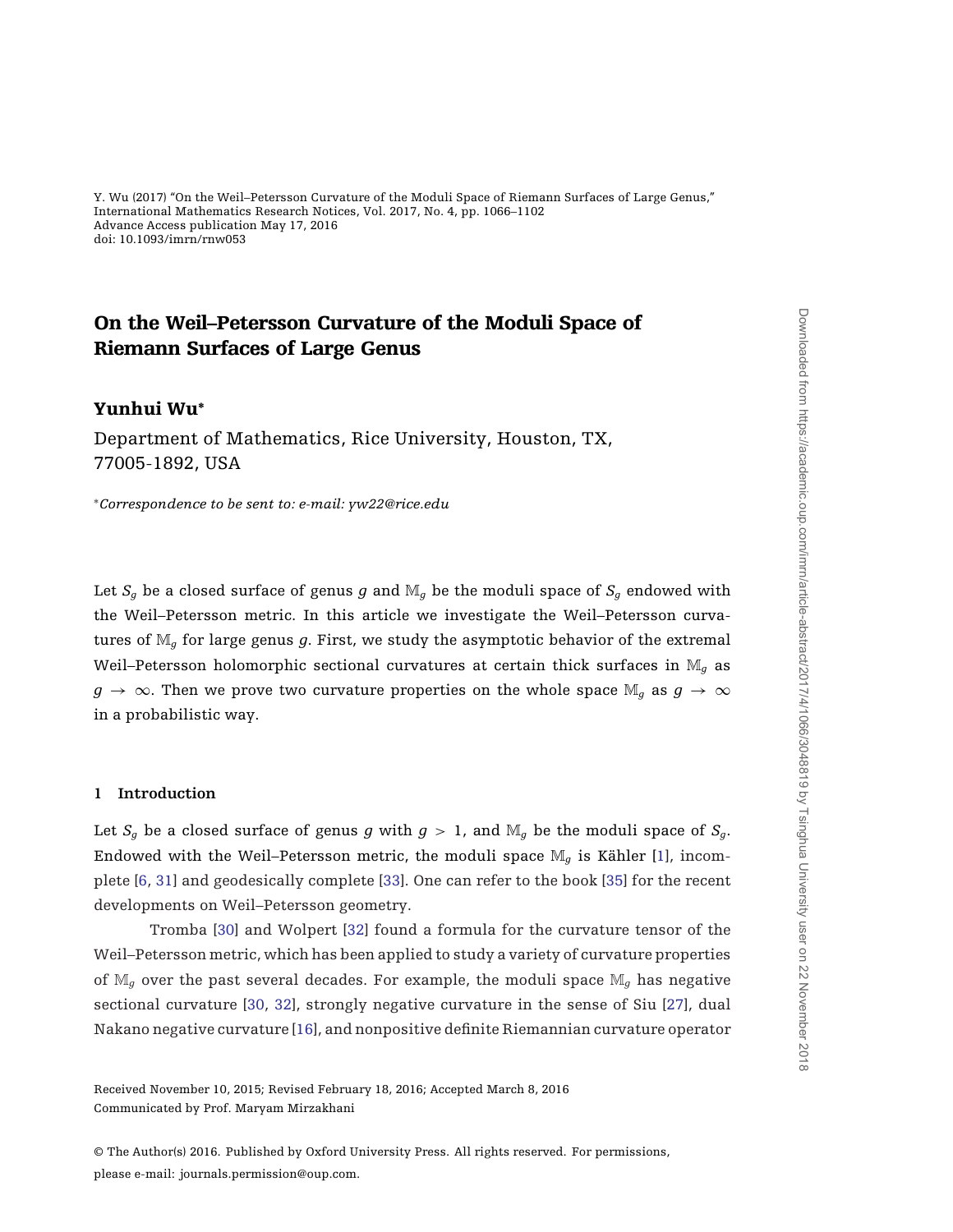Y. Wu (2017) "On the Weil–Petersson Curvature of the Moduli Space of Riemann Surfaces of Large Genus," International Mathematics Research Notices, Vol. 2017, No. 4, pp. 1066–1102
Advance Access publication May 17, 2016
doi: 10.1093/imrn/rnw053

# On the Weil–Petersson Curvature of the Moduli Space of Riemann Surfaces of Large Genus

## Yunhui Wu*

Department of Mathematics, Rice University, Houston, TX, 77005-1892, USA

**Correspondence to be sent to: e-mail: yw22@rice.edu*

Let $S_g$ be a closed surface of genus $g$ and $\mathbb{M}_g$ be the moduli space of $S_g$ endowed with the Weil–Petersson metric. In this article we investigate the Weil–Petersson curvatures of $\mathbb{M}_g$ for large genus $g$. First, we study the asymptotic behavior of the extremal Weil–Petersson holomorphic sectional curvatures at certain thick surfaces in $\mathbb{M}_g$ as $g \to \infty$. Then we prove two curvature properties on the whole space $\mathbb{M}_g$ as $g \to \infty$ in a probabilistic way.

### 1 Introduction

Let $S_g$ be a closed surface of genus $g$ with $g > 1$, and $\mathbb{M}_g$ be the moduli space of $S_g$. Endowed with the Weil–Petersson metric, the moduli space $\mathbb{M}_g$ is Kähler [1], incomplete [6, 31] and geodesically complete [33]. One can refer to the book [35] for the recent developments on Weil–Petersson geometry.

Tromba [30] and Wolpert [32] found a formula for the curvature tensor of the Weil–Petersson metric, which has been applied to study a variety of curvature properties of $\mathbb{M}_g$ over the past several decades. For example, the moduli space $\mathbb{M}_g$ has negative sectional curvature [30, 32], strongly negative curvature in the sense of Siu [27], dual Nakano negative curvature [16], and nonpositive definite Riemannian curvature operator

Received November 10, 2015; Revised February 18, 2016; Accepted March 8, 2016
Communicated by Prof. Maryam Mirzakhani

© The Author(s) 2016. Published by Oxford University Press. All rights reserved. For permissions, please e-mail: journals.permission@oup.com.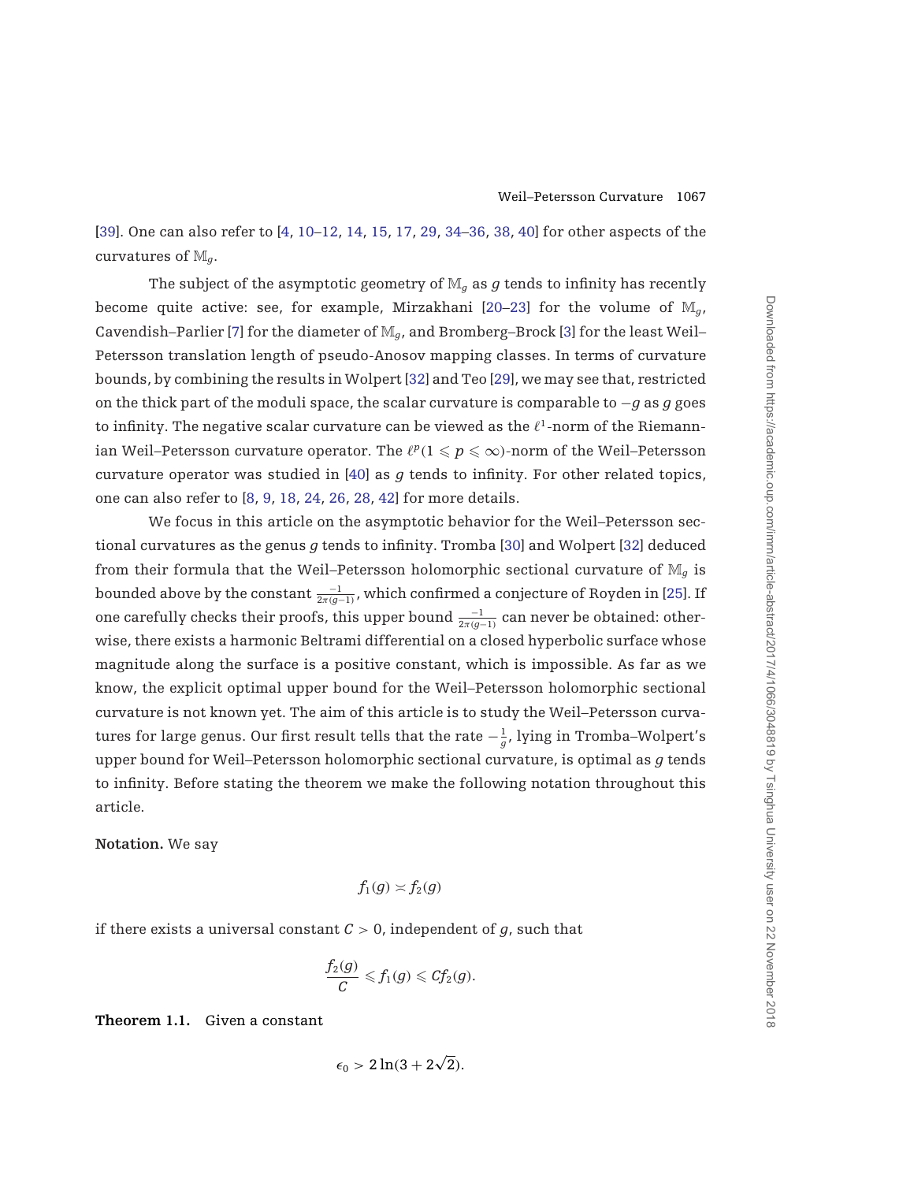[39]. One can also refer to [4, 10–12, 14, 15, 17, 29, 34–36, 38, 40] for other aspects of the curvatures of $\mathbb{M}_g$.

The subject of the asymptotic geometry of $\mathbb{M}_g$ as $g$ tends to infinity has recently become quite active: see, for example, Mirzakhani [20–23] for the volume of $\mathbb{M}_g$, Cavendish–Parlier [7] for the diameter of $\mathbb{M}_g$, and Bromberg–Brock [3] for the least Weil–Petersson translation length of pseudo-Anosov mapping classes. In terms of curvature bounds, by combining the results in Wolpert [32] and Teo [29], we may see that, restricted on the thick part of the moduli space, the scalar curvature is comparable to $-g$ as $g$ goes to infinity. The negative scalar curvature can be viewed as the $\ell^1$-norm of the Riemannian Weil–Petersson curvature operator. The $\ell^p(1 \leqslant p \leqslant \infty)$-norm of the Weil–Petersson curvature operator was studied in [40] as $g$ tends to infinity. For other related topics, one can also refer to [8, 9, 18, 24, 26, 28, 42] for more details.

We focus in this article on the asymptotic behavior for the Weil–Petersson sectional curvatures as the genus $g$ tends to infinity. Tromba [30] and Wolpert [32] deduced from their formula that the Weil–Petersson holomorphic sectional curvature of $\mathbb{M}_g$ is bounded above by the constant $\frac{-1}{2\pi(g-1)}$, which confirmed a conjecture of Royden in [25]. If one carefully checks their proofs, this upper bound $\frac{-1}{2\pi(g-1)}$ can never be obtained: otherwise, there exists a harmonic Beltrami differential on a closed hyperbolic surface whose magnitude along the surface is a positive constant, which is impossible. As far as we know, the explicit optimal upper bound for the Weil–Petersson holomorphic sectional curvature is not known yet. The aim of this article is to study the Weil–Petersson curvatures for large genus. Our first result tells that the rate $-\frac{1}{g}$, lying in Tromba–Wolpert's upper bound for Weil–Petersson holomorphic sectional curvature, is optimal as $g$ tends to infinity. Before stating the theorem we make the following notation throughout this article.

**Notation.** We say

$$f_1(g) \asymp f_2(g)$$

if there exists a universal constant $C > 0$, independent of $g$, such that

$$\frac{f_2(g)}{C} \leqslant f_1(g) \leqslant C f_2(g).$$

**Theorem 1.1.** Given a constant

$$\epsilon_0 > 2\ln(3 + 2\sqrt{2}).$$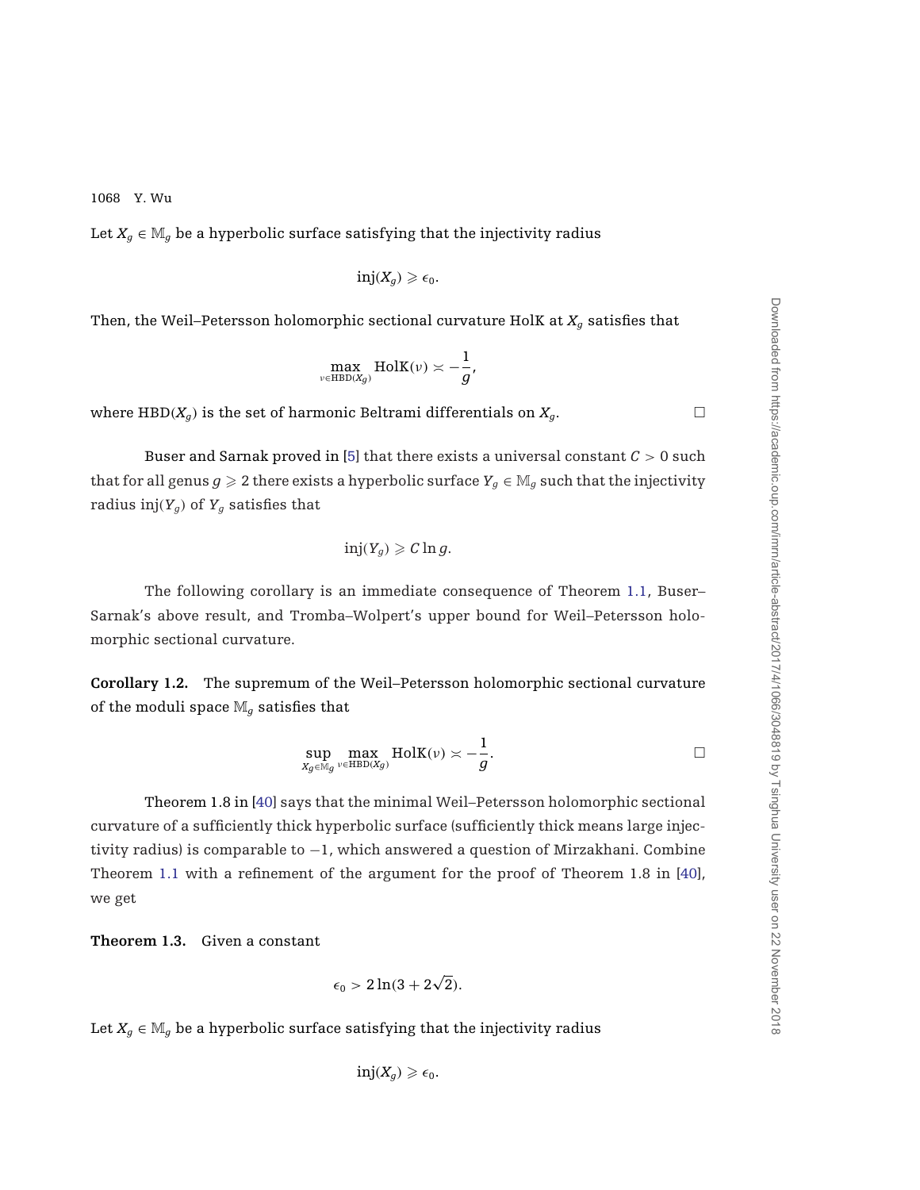Let $X_g \in \mathbb{M}_g$ be a hyperbolic surface satisfying that the injectivity radius

$$\mathrm{inj}(X_g) \geqslant \epsilon_0.$$

Then, the Weil–Petersson holomorphic sectional curvature HolK at $X_g$ satisfies that

$$\max_{\nu \in \mathrm{HBD}(X_g)} \mathrm{HolK}(\nu) \asymp -\frac{1}{g},$$

where $\mathrm{HBD}(X_g)$ is the set of harmonic Beltrami differentials on $X_g$. □

Buser and Sarnak proved in [5] that there exists a universal constant $C > 0$ such that for all genus $g \geqslant 2$ there exists a hyperbolic surface $Y_g \in \mathbb{M}_g$ such that the injectivity radius $\mathrm{inj}(Y_g)$ of $Y_g$ satisfies that

$$\mathrm{inj}(Y_g) \geqslant C \ln g.$$

The following corollary is an immediate consequence of Theorem 1.1, Buser–Sarnak's above result, and Tromba–Wolpert's upper bound for Weil–Petersson holomorphic sectional curvature.

**Corollary 1.2.** The supremum of the Weil–Petersson holomorphic sectional curvature of the moduli space $\mathbb{M}_g$ satisfies that

$$\sup_{X_g \in \mathbb{M}_g} \max_{\nu \in \mathrm{HBD}(X_g)} \mathrm{HolK}(\nu) \asymp -\frac{1}{g}.$$ □

Theorem 1.8 in [40] says that the minimal Weil–Petersson holomorphic sectional curvature of a sufficiently thick hyperbolic surface (sufficiently thick means large injectivity radius) is comparable to $-1$, which answered a question of Mirzakhani. Combine Theorem 1.1 with a refinement of the argument for the proof of Theorem 1.8 in [40], we get

**Theorem 1.3.** Given a constant

$$\epsilon_0 > 2\ln(3 + 2\sqrt{2}).$$

Let $X_g \in \mathbb{M}_g$ be a hyperbolic surface satisfying that the injectivity radius

$$\mathrm{inj}(X_g) \geqslant \epsilon_0.$$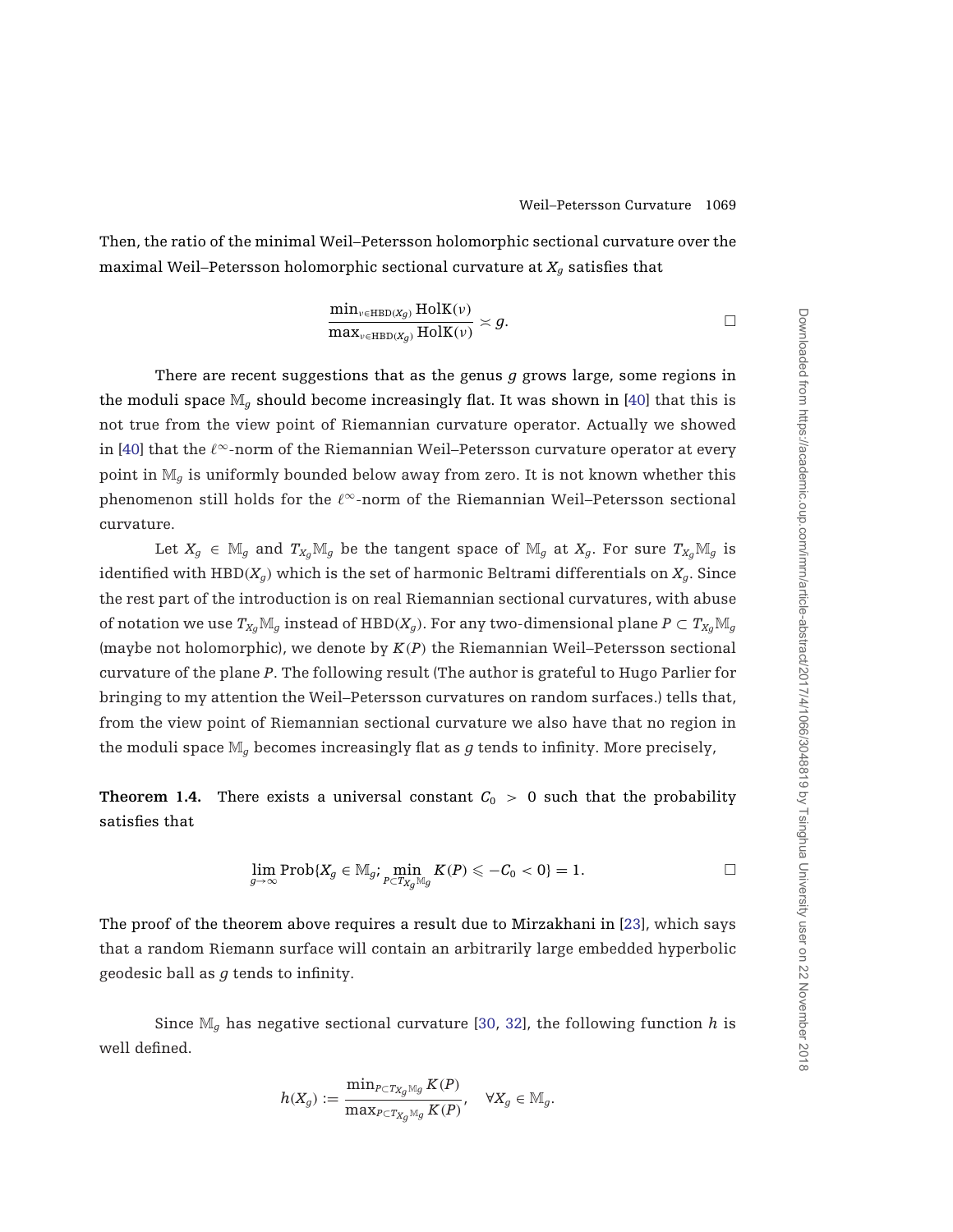Then, the ratio of the minimal Weil–Petersson holomorphic sectional curvature over the maximal Weil–Petersson holomorphic sectional curvature at $X_g$ satisfies that

$$\frac{\min_{\nu \in \text{HBD}(X_g)} \text{HolK}(\nu)}{\max_{\nu \in \text{HBD}(X_g)} \text{HolK}(\nu)} \asymp g. \qquad \square$$

There are recent suggestions that as the genus $g$ grows large, some regions in the moduli space $\mathbb{M}_g$ should become increasingly flat. It was shown in [40] that this is not true from the view point of Riemannian curvature operator. Actually we showed in [40] that the $\ell^\infty$-norm of the Riemannian Weil–Petersson curvature operator at every point in $\mathbb{M}_g$ is uniformly bounded below away from zero. It is not known whether this phenomenon still holds for the $\ell^\infty$-norm of the Riemannian Weil–Petersson sectional curvature.

Let $X_g \in \mathbb{M}_g$ and $T_{X_g}\mathbb{M}_g$ be the tangent space of $\mathbb{M}_g$ at $X_g$. For sure $T_{X_g}\mathbb{M}_g$ is identified with $\text{HBD}(X_g)$ which is the set of harmonic Beltrami differentials on $X_g$. Since the rest part of the introduction is on real Riemannian sectional curvatures, with abuse of notation we use $T_{X_g}\mathbb{M}_g$ instead of $\text{HBD}(X_g)$. For any two-dimensional plane $P \subset T_{X_g}\mathbb{M}_g$ (maybe not holomorphic), we denote by $K(P)$ the Riemannian Weil–Petersson sectional curvature of the plane $P$. The following result (The author is grateful to Hugo Parlier for bringing to my attention the Weil–Petersson curvatures on random surfaces.) tells that, from the view point of Riemannian sectional curvature we also have that no region in the moduli space $\mathbb{M}_g$ becomes increasingly flat as $g$ tends to infinity. More precisely,

**Theorem 1.4.** There exists a universal constant $C_0 > 0$ such that the probability satisfies that

$$\lim_{g \to \infty} \text{Prob}\{X_g \in \mathbb{M}_g; \min_{P \subset T_{X_g}\mathbb{M}_g} K(P) \leqslant -C_0 < 0\} = 1. \qquad \square$$

The proof of the theorem above requires a result due to Mirzakhani in [23], which says that a random Riemann surface will contain an arbitrarily large embedded hyperbolic geodesic ball as $g$ tends to infinity.

Since $\mathbb{M}_g$ has negative sectional curvature [30, 32], the following function $h$ is well defined.

$$h(X_g) := \frac{\min_{P \subset T_{X_g}\mathbb{M}_g} K(P)}{\max_{P \subset T_{X_g}\mathbb{M}_g} K(P)}, \quad \forall X_g \in \mathbb{M}_g.$$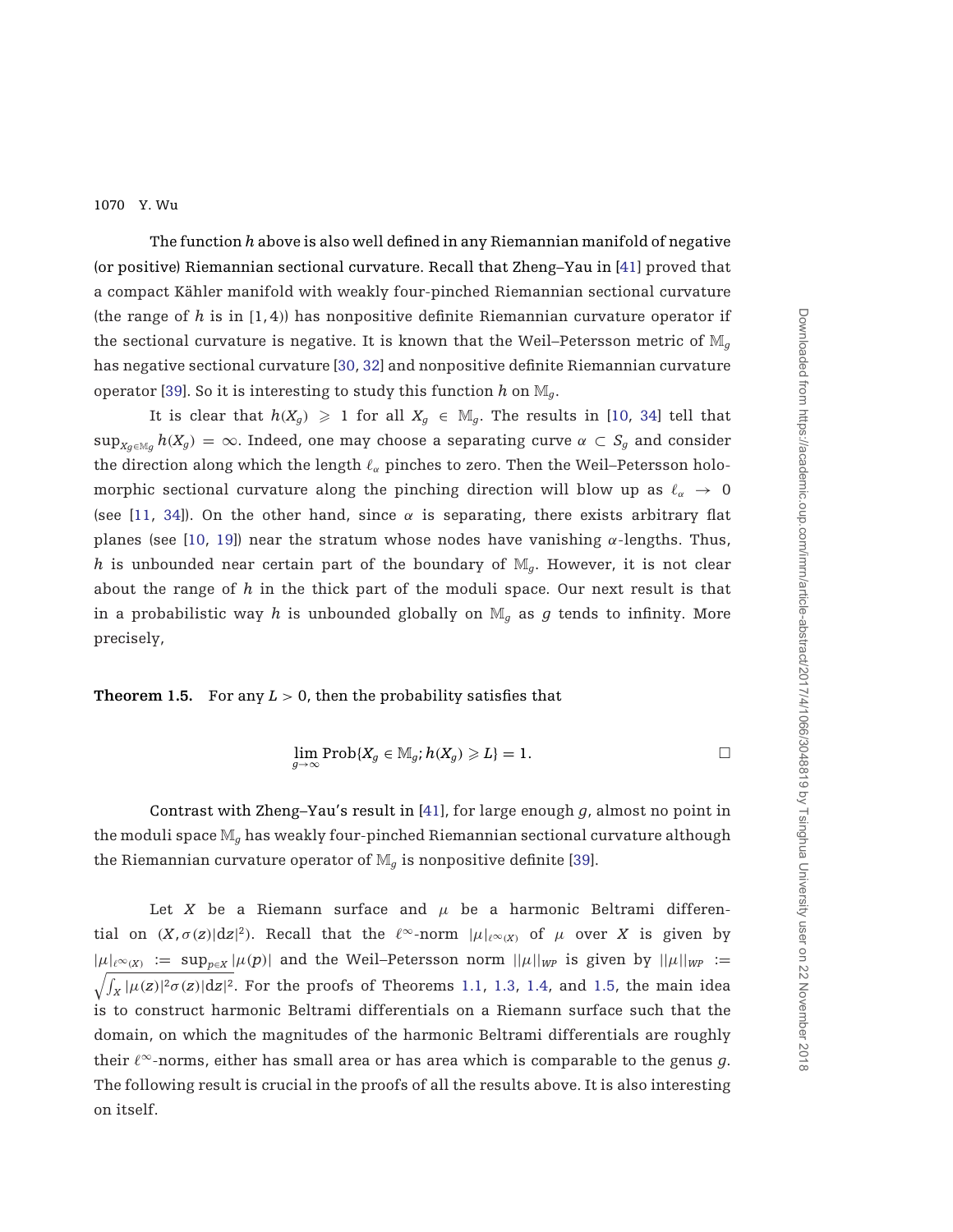The function $h$ above is also well defined in any Riemannian manifold of negative (or positive) Riemannian sectional curvature. Recall that Zheng–Yau in [41] proved that a compact Kähler manifold with weakly four-pinched Riemannian sectional curvature (the range of $h$ is in $[1, 4)$) has nonpositive definite Riemannian curvature operator if the sectional curvature is negative. It is known that the Weil–Petersson metric of $\mathbb{M}_g$ has negative sectional curvature [30, 32] and nonpositive definite Riemannian curvature operator [39]. So it is interesting to study this function $h$ on $\mathbb{M}_g$.

It is clear that $h(X_g) \geqslant 1$ for all $X_g \in \mathbb{M}_g$. The results in [10, 34] tell that $\sup_{X_g \in \mathbb{M}_g} h(X_g) = \infty$. Indeed, one may choose a separating curve $\alpha \subset S_g$ and consider the direction along which the length $\ell_\alpha$ pinches to zero. Then the Weil–Petersson holomorphic sectional curvature along the pinching direction will blow up as $\ell_\alpha \to 0$ (see [11, 34]). On the other hand, since $\alpha$ is separating, there exists arbitrary flat planes (see [10, 19]) near the stratum whose nodes have vanishing $\alpha$-lengths. Thus, $h$ is unbounded near certain part of the boundary of $\mathbb{M}_g$. However, it is not clear about the range of $h$ in the thick part of the moduli space. Our next result is that in a probabilistic way $h$ is unbounded globally on $\mathbb{M}_g$ as $g$ tends to infinity. More precisely,

**Theorem 1.5.** For any $L > 0$, then the probability satisfies that

$$\lim_{g \to \infty} \text{Prob}\{X_g \in \mathbb{M}_g; h(X_g) \geqslant L\} = 1. \qquad \square$$

Contrast with Zheng–Yau's result in [41], for large enough $g$, almost no point in the moduli space $\mathbb{M}_g$ has weakly four-pinched Riemannian sectional curvature although the Riemannian curvature operator of $\mathbb{M}_g$ is nonpositive definite [39].

Let $X$ be a Riemann surface and $\mu$ be a harmonic Beltrami differential on $(X, \sigma(z)|dz|^2)$. Recall that the $\ell^\infty$-norm $|\mu|_{\ell^\infty(X)}$ of $\mu$ over $X$ is given by $|\mu|_{\ell^\infty(X)} := \sup_{p \in X} |\mu(p)|$ and the Weil–Petersson norm $||\mu||_{WP}$ is given by $||\mu||_{WP} := \sqrt{\int_X |\mu(z)|^2 \sigma(z) |dz|^2}$. For the proofs of Theorems 1.1, 1.3, 1.4, and 1.5, the main idea is to construct harmonic Beltrami differentials on a Riemann surface such that the domain, on which the magnitudes of the harmonic Beltrami differentials are roughly their $\ell^\infty$-norms, either has small area or has area which is comparable to the genus $g$. The following result is crucial in the proofs of all the results above. It is also interesting on itself.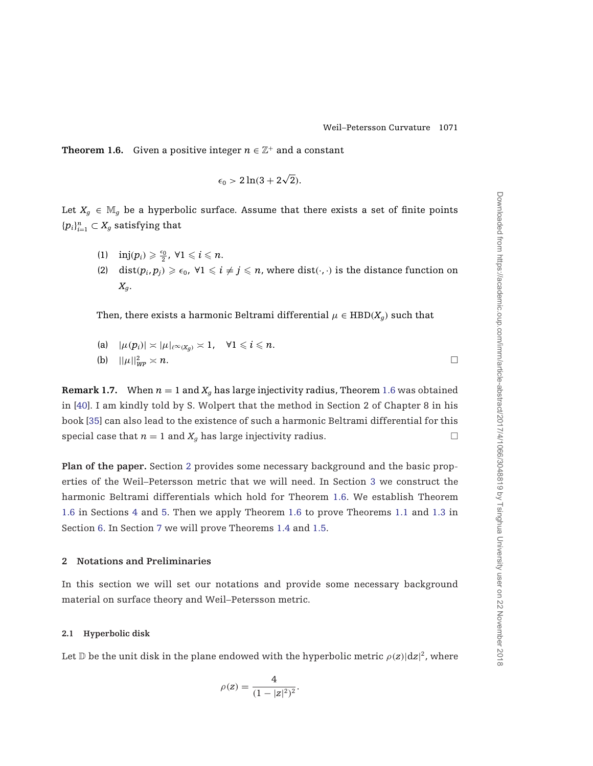**Theorem 1.6.** Given a positive integer $n \in \mathbb{Z}^+$ and a constant

$$\epsilon_0 > 2\ln(3 + 2\sqrt{2}).$$

Let $X_g \in \mathbb{M}_g$ be a hyperbolic surface. Assume that there exists a set of finite points $\{p_i\}_{i=1}^n \subset X_g$ satisfying that

(1) $\mathrm{inj}(p_i) \geqslant \frac{\epsilon_0}{2}$, $\forall 1 \leqslant i \leqslant n$.

(2) $\mathrm{dist}(p_i, p_j) \geqslant \epsilon_0$, $\forall 1 \leqslant i \neq j \leqslant n$, where $\mathrm{dist}(\cdot, \cdot)$ is the distance function on $X_g$.

Then, there exists a harmonic Beltrami differential $\mu \in \mathrm{HBD}(X_g)$ such that

(a) $|\mu(p_i)| \asymp |\mu|_{\ell^\infty(X_g)} \asymp 1$, $\quad \forall 1 \leqslant i \leqslant n$.

(b) $||\mu||_{WP}^2 \asymp n$. □

**Remark 1.7.** When $n = 1$ and $X_g$ has large injectivity radius, Theorem 1.6 was obtained in [40]. I am kindly told by S. Wolpert that the method in Section 2 of Chapter 8 in his book [35] can also lead to the existence of such a harmonic Beltrami differential for this special case that $n = 1$ and $X_g$ has large injectivity radius. □

**Plan of the paper.** Section 2 provides some necessary background and the basic properties of the Weil–Petersson metric that we will need. In Section 3 we construct the harmonic Beltrami differentials which hold for Theorem 1.6. We establish Theorem 1.6 in Sections 4 and 5. Then we apply Theorem 1.6 to prove Theorems 1.1 and 1.3 in Section 6. In Section 7 we will prove Theorems 1.4 and 1.5.

## 2 Notations and Preliminaries

In this section we will set our notations and provide some necessary background material on surface theory and Weil–Petersson metric.

### 2.1 Hyperbolic disk

Let $\mathbb{D}$ be the unit disk in the plane endowed with the hyperbolic metric $\rho(z)|\mathrm{d}z|^2$, where

$$\rho(z) = \frac{4}{(1 - |z|^2)^2}.$$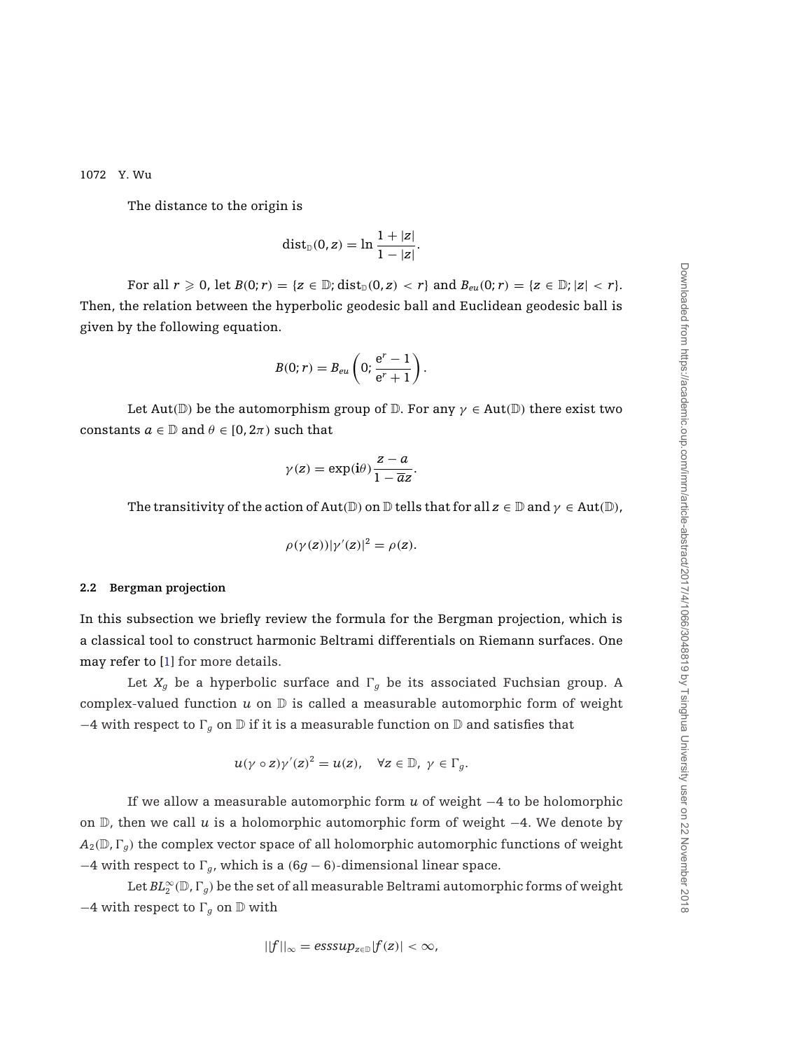The distance to the origin is

$$\text{dist}_{\mathbb{D}}(0, z) = \ln \frac{1 + |z|}{1 - |z|}.$$

For all $r \geqslant 0$, let $B(0; r) = \{z \in \mathbb{D}; \text{dist}_{\mathbb{D}}(0, z) < r\}$ and $B_{eu}(0; r) = \{z \in \mathbb{D}; |z| < r\}$. Then, the relation between the hyperbolic geodesic ball and Euclidean geodesic ball is given by the following equation.

$$B(0; r) = B_{eu}\left(0; \frac{e^r - 1}{e^r + 1}\right).$$

Let $\text{Aut}(\mathbb{D})$ be the automorphism group of $\mathbb{D}$. For any $\gamma \in \text{Aut}(\mathbb{D})$ there exist two constants $a \in \mathbb{D}$ and $\theta \in [0, 2\pi)$ such that

$$\gamma(z) = \exp(\mathbf{i}\theta) \frac{z - a}{1 - \overline{a}z}.$$

The transitivity of the action of $\text{Aut}(\mathbb{D})$ on $\mathbb{D}$ tells that for all $z \in \mathbb{D}$ and $\gamma \in \text{Aut}(\mathbb{D})$,

$$\rho(\gamma(z))|\gamma'(z)|^2 = \rho(z).$$

### 2.2 Bergman projection

In this subsection we briefly review the formula for the Bergman projection, which is a classical tool to construct harmonic Beltrami differentials on Riemann surfaces. One may refer to [1] for more details.

Let $X_g$ be a hyperbolic surface and $\Gamma_g$ be its associated Fuchsian group. A complex-valued function $u$ on $\mathbb{D}$ is called a measurable automorphic form of weight $-4$ with respect to $\Gamma_g$ on $\mathbb{D}$ if it is a measurable function on $\mathbb{D}$ and satisfies that

$$u(\gamma \circ z)\gamma'(z)^2 = u(z), \quad \forall z \in \mathbb{D},\ \gamma \in \Gamma_g.$$

If we allow a measurable automorphic form $u$ of weight $-4$ to be holomorphic on $\mathbb{D}$, then we call $u$ is a holomorphic automorphic form of weight $-4$. We denote by $A_2(\mathbb{D}, \Gamma_g)$ the complex vector space of all holomorphic automorphic functions of weight $-4$ with respect to $\Gamma_g$, which is a $(6g - 6)$-dimensional linear space.

Let $BL_2^{\infty}(\mathbb{D}, \Gamma_g)$ be the set of all measurable Beltrami automorphic forms of weight $-4$ with respect to $\Gamma_g$ on $\mathbb{D}$ with

$$||f||_{\infty} = esssup_{z \in \mathbb{D}}|f(z)| < \infty,$$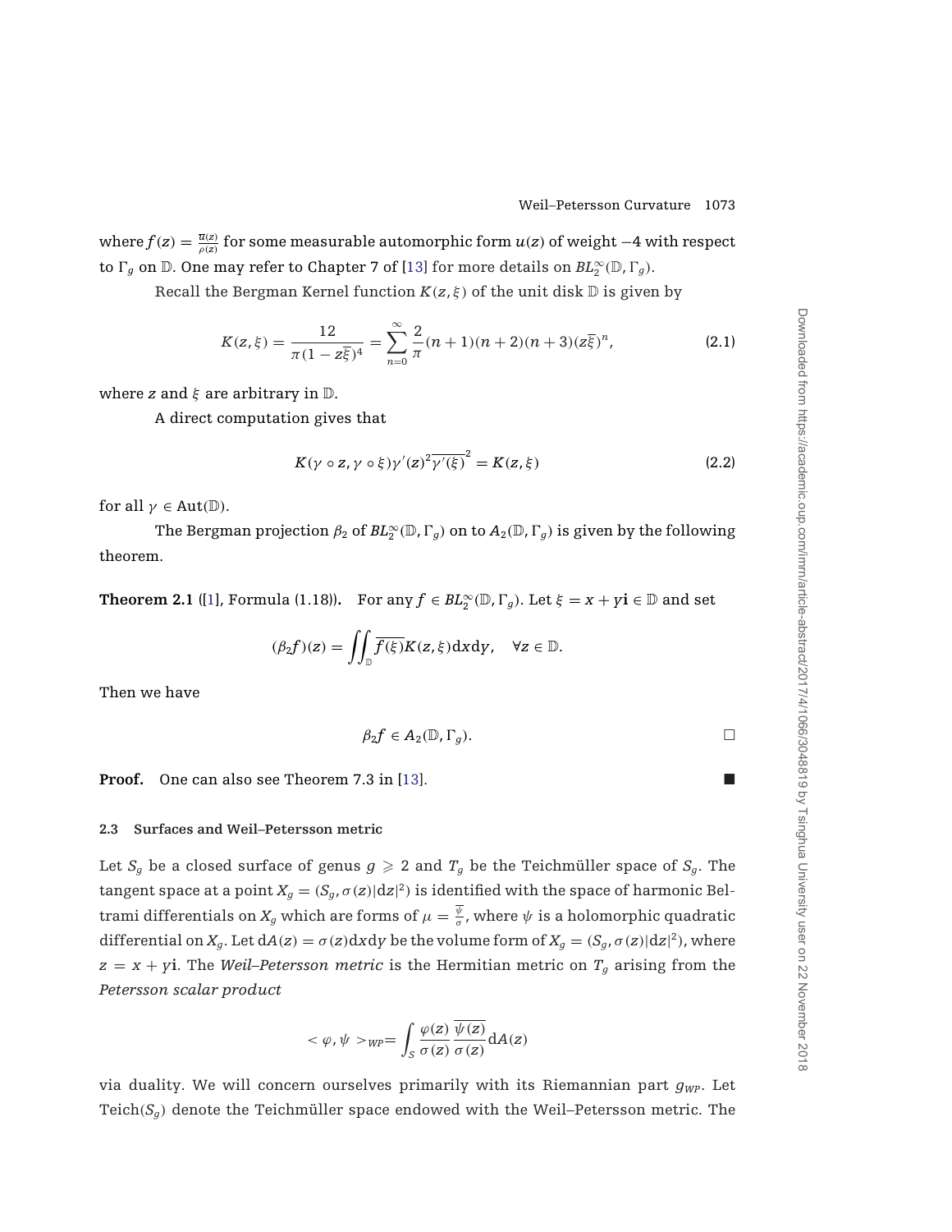where $f(z) = \frac{\overline{u(z)}}{\rho(z)}$ for some measurable automorphic form $u(z)$ of weight $-4$ with respect to $\Gamma_g$ on $\mathbb{D}$. One may refer to Chapter 7 of [13] for more details on $BL_2^\infty(\mathbb{D}, \Gamma_g)$.

Recall the Bergman Kernel function $K(z, \xi)$ of the unit disk $\mathbb{D}$ is given by

$$K(z, \xi) = \frac{12}{\pi(1 - z\overline{\xi})^4} = \sum_{n=0}^{\infty} \frac{2}{\pi}(n+1)(n+2)(n+3)(z\overline{\xi})^n, \tag{2.1}$$

where $z$ and $\xi$ are arbitrary in $\mathbb{D}$.

A direct computation gives that

$$K(\gamma \circ z, \gamma \circ \xi)\gamma'(z)^2\overline{\gamma'(\xi)}^2 = K(z, \xi) \tag{2.2}$$

for all $\gamma \in \mathrm{Aut}(\mathbb{D})$.

The Bergman projection $\beta_2$ of $BL_2^\infty(\mathbb{D}, \Gamma_g)$ on to $A_2(\mathbb{D}, \Gamma_g)$ is given by the following theorem.

**Theorem 2.1** ([1], Formula (1.18)). For any $f \in BL_2^\infty(\mathbb{D}, \Gamma_g)$. Let $\xi = x + y\mathbf{i} \in \mathbb{D}$ and set

$$(\beta_2 f)(z) = \iint_{\mathbb{D}} \overline{f(\xi)} K(z, \xi) \mathrm{d}x\mathrm{d}y, \quad \forall z \in \mathbb{D}.$$

Then we have

$$\beta_2 f \in A_2(\mathbb{D}, \Gamma_g).$$ □

**Proof.** One can also see Theorem 7.3 in [13]. ■

### 2.3 Surfaces and Weil–Petersson metric

Let $S_g$ be a closed surface of genus $g \geqslant 2$ and $T_g$ be the Teichmüller space of $S_g$. The tangent space at a point $X_g = (S_g, \sigma(z)|\mathrm{d}z|^2)$ is identified with the space of harmonic Beltrami differentials on $X_g$ which are forms of $\mu = \frac{\overline{\psi}}{\sigma}$, where $\psi$ is a holomorphic quadratic differential on $X_g$. Let $\mathrm{d}A(z) = \sigma(z)\mathrm{d}x\mathrm{d}y$ be the volume form of $X_g = (S_g, \sigma(z)|\mathrm{d}z|^2)$, where $z = x + y\mathbf{i}$. The *Weil–Petersson metric* is the Hermitian metric on $T_g$ arising from the *Petersson scalar product*

$$< \varphi, \psi >_{WP} = \int_S \frac{\varphi(z)}{\sigma(z)} \frac{\overline{\psi(z)}}{\sigma(z)} \mathrm{d}A(z)$$

via duality. We will concern ourselves primarily with its Riemannian part $g_{WP}$. Let $\mathrm{Teich}(S_g)$ denote the Teichmüller space endowed with the Weil–Petersson metric. The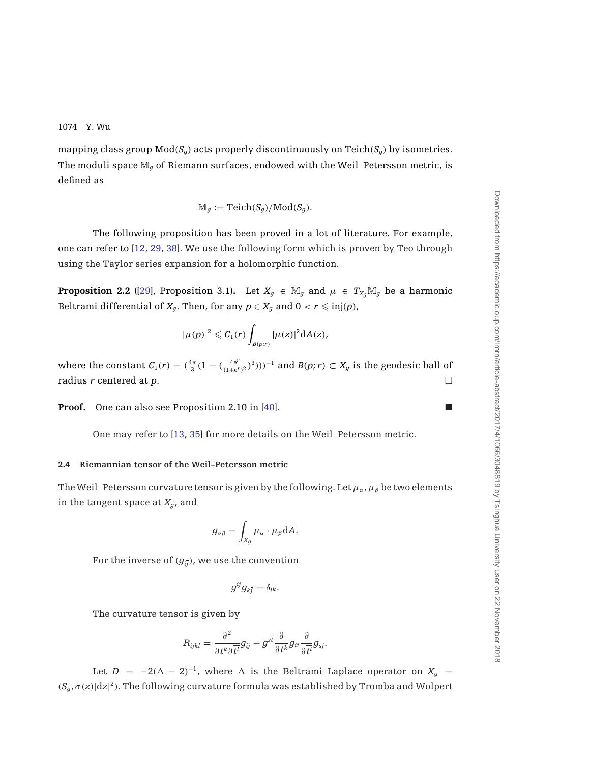mapping class group $\mathrm{Mod}(S_g)$ acts properly discontinuously on $\mathrm{Teich}(S_g)$ by isometries. The moduli space $\mathbb{M}_g$ of Riemann surfaces, endowed with the Weil–Petersson metric, is defined as

$$\mathbb{M}_g := \mathrm{Teich}(S_g)/\mathrm{Mod}(S_g).$$

The following proposition has been proved in a lot of literature. For example, one can refer to [12, 29, 38]. We use the following form which is proven by Teo through using the Taylor series expansion for a holomorphic function.

**Proposition 2.2** ([29], Proposition 3.1)**.** Let $X_g \in \mathbb{M}_g$ and $\mu \in T_{X_g}\mathbb{M}_g$ be a harmonic Beltrami differential of $X_g$. Then, for any $p \in X_g$ and $0 < r \leqslant \mathrm{inj}(p)$,

$$|\mu(p)|^2 \leqslant C_1(r) \int_{B(p;r)} |\mu(z)|^2 \mathrm{d}A(z),$$

where the constant $C_1(r) = (\frac{4\pi}{3}(1 - (\frac{4e^r}{(1+e^r)^2})^3)))^{-1}$ and $B(p;r) \subset X_g$ is the geodesic ball of radius $r$ centered at $p$. □

**Proof.** One can also see Proposition 2.10 in [40]. ■

One may refer to [13, 35] for more details on the Weil–Petersson metric.

### 2.4 Riemannian tensor of the Weil–Petersson metric

The Weil–Petersson curvature tensor is given by the following. Let $\mu_\alpha, \mu_\beta$ be two elements in the tangent space at $X_g$, and

$$g_{\alpha\overline{\beta}} = \int_{X_g} \mu_\alpha \cdot \overline{\mu_\beta} \mathrm{d}A.$$

For the inverse of $(g_{i\bar{j}})$, we use the convention

$$g^{i\bar{j}} g_{k\bar{j}} = \delta_{ik}.$$

The curvature tensor is given by

$$R_{i\bar{j}k\bar{l}} = \frac{\partial^2}{\partial t^k \partial \overline{t^l}} g_{i\bar{j}} - g^{s\bar{t}} \frac{\partial}{\partial t^k} g_{i\bar{t}} \frac{\partial}{\partial \overline{t^l}} g_{s\bar{j}}.$$

Let $D = -2(\Delta - 2)^{-1}$, where $\Delta$ is the Beltrami–Laplace operator on $X_g = (S_g, \sigma(z)|\mathrm{d}z|^2)$. The following curvature formula was established by Tromba and Wolpert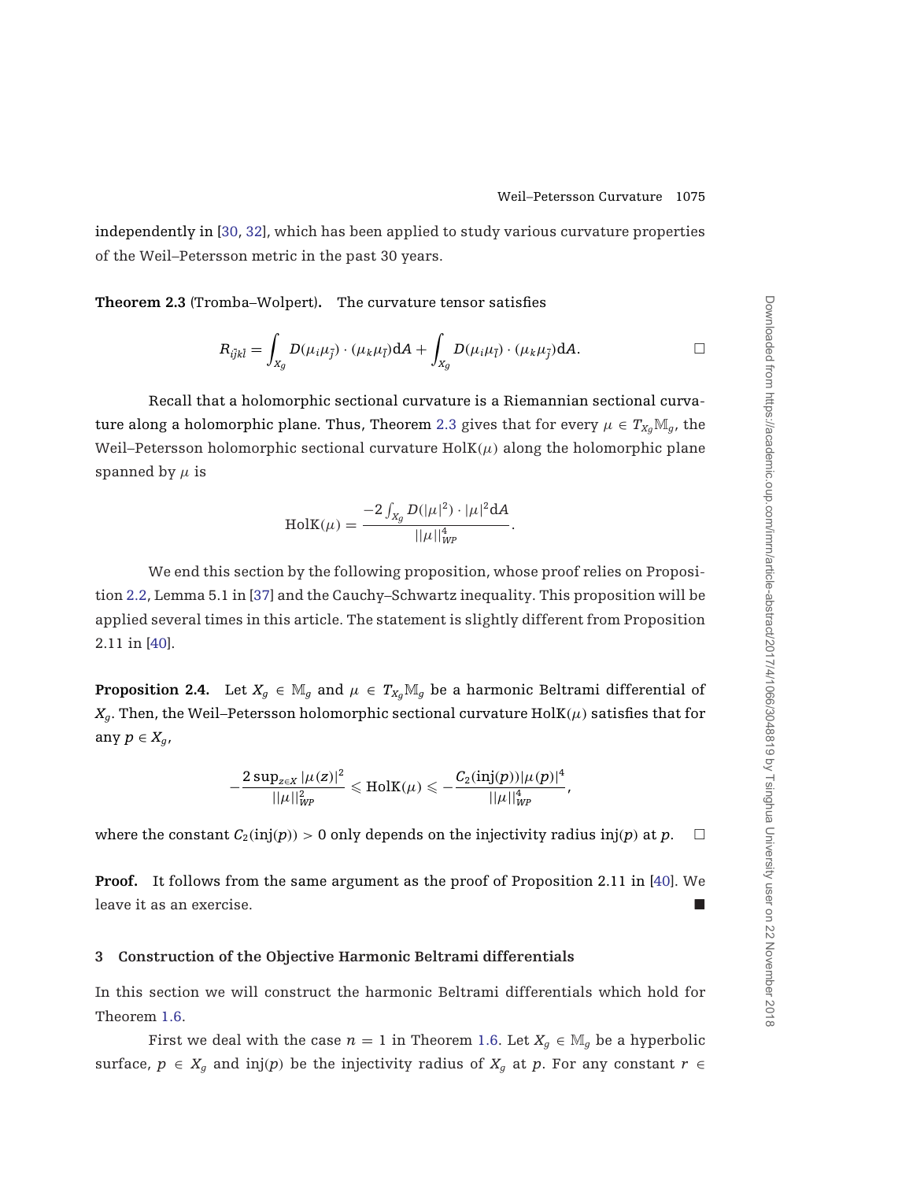independently in [30, 32], which has been applied to study various curvature properties of the Weil–Petersson metric in the past 30 years.

**Theorem 2.3** (Tromba–Wolpert)**.** The curvature tensor satisfies

$$R_{i\bar{j}k\bar{l}} = \int_{X_g} D(\mu_i \mu_{\bar{j}}) \cdot (\mu_k \mu_{\bar{l}}) \mathrm{d}A + \int_{X_g} D(\mu_i \mu_{\bar{l}}) \cdot (\mu_k \mu_{\bar{j}}) \mathrm{d}A. \qquad \square$$

Recall that a holomorphic sectional curvature is a Riemannian sectional curvature along a holomorphic plane. Thus, Theorem 2.3 gives that for every $\mu \in T_{X_g}\mathbb{M}_g$, the Weil–Petersson holomorphic sectional curvature $\mathrm{HolK}(\mu)$ along the holomorphic plane spanned by $\mu$ is

$$\mathrm{HolK}(\mu) = \frac{-2\int_{X_g} D(|\mu|^2) \cdot |\mu|^2 \mathrm{d}A}{||\mu||_{WP}^4}.$$

We end this section by the following proposition, whose proof relies on Proposition 2.2, Lemma 5.1 in [37] and the Cauchy–Schwartz inequality. This proposition will be applied several times in this article. The statement is slightly different from Proposition 2.11 in [40].

**Proposition 2.4.** Let $X_g \in \mathbb{M}_g$ and $\mu \in T_{X_g}\mathbb{M}_g$ be a harmonic Beltrami differential of $X_g$. Then, the Weil–Petersson holomorphic sectional curvature $\mathrm{HolK}(\mu)$ satisfies that for any $p \in X_g$,

$$-\frac{2\sup_{z\in X} |\mu(z)|^2}{||\mu||_{WP}^2} \leqslant \mathrm{HolK}(\mu) \leqslant -\frac{C_2(\mathrm{inj}(p))|\mu(p)|^4}{||\mu||_{WP}^4},$$

where the constant $C_2(\mathrm{inj}(p)) > 0$ only depends on the injectivity radius $\mathrm{inj}(p)$ at $p$. $\square$

**Proof.** It follows from the same argument as the proof of Proposition 2.11 in [40]. We leave it as an exercise. ■

## 3 Construction of the Objective Harmonic Beltrami differentials

In this section we will construct the harmonic Beltrami differentials which hold for Theorem 1.6.

First we deal with the case $n = 1$ in Theorem 1.6. Let $X_g \in \mathbb{M}_g$ be a hyperbolic surface, $p \in X_g$ and $\mathrm{inj}(p)$ be the injectivity radius of $X_g$ at $p$. For any constant $r \in$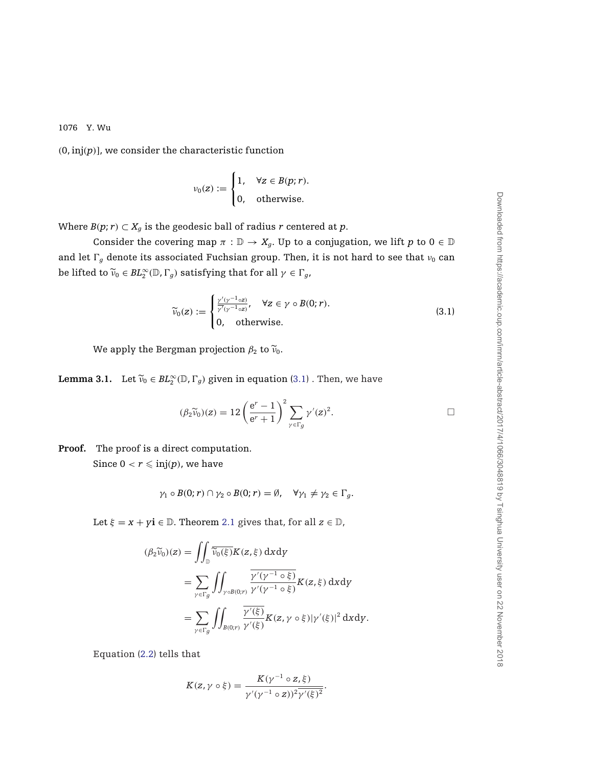$(0, \mathrm{inj}(p)]$, we consider the characteristic function

$$\nu_0(z) := \begin{cases} 1, & \forall z \in B(p; r). \\ 0, & \text{otherwise.} \end{cases}$$

Where $B(p; r) \subset X_g$ is the geodesic ball of radius $r$ centered at $p$.

Consider the covering map $\pi : \mathbb{D} \to X_g$. Up to a conjugation, we lift $p$ to $0 \in \mathbb{D}$ and let $\Gamma_g$ denote its associated Fuchsian group. Then, it is not hard to see that $\nu_0$ can be lifted to $\widetilde{\nu}_0 \in BL_2^\infty(\mathbb{D}, \Gamma_g)$ satisfying that for all $\gamma \in \Gamma_g$,

$$\widetilde{\nu}_0(z) := \begin{cases} \frac{\gamma'(\gamma^{-1} \circ z)}{\overline{\gamma'(\gamma^{-1} \circ z)}}, & \forall z \in \gamma \circ B(0; r). \\ 0, & \text{otherwise.} \end{cases} \tag{3.1}$$

We apply the Bergman projection $\beta_2$ to $\widetilde{\nu}_0$.

**Lemma 3.1.** Let $\widetilde{\nu}_0 \in BL_2^\infty(\mathbb{D}, \Gamma_g)$ given in equation (3.1) . Then, we have

$$(\beta_2 \widetilde{\nu}_0)(z) = 12 \left( \frac{\mathrm{e}^r - 1}{\mathrm{e}^r + 1} \right)^2 \sum_{\gamma \in \Gamma_g} \gamma'(z)^2. \qquad \square$$

**Proof.** The proof is a direct computation.

Since $0 < r \leqslant \mathrm{inj}(p)$, we have

$$\gamma_1 \circ B(0; r) \cap \gamma_2 \circ B(0; r) = \emptyset, \quad \forall \gamma_1 \neq \gamma_2 \in \Gamma_g.$$

Let $\xi = x + y\mathbf{i} \in \mathbb{D}$. Theorem 2.1 gives that, for all $z \in \mathbb{D}$,

$$\begin{aligned}
(\beta_2 \widetilde{\nu}_0)(z) &= \iint_{\mathbb{D}} \overline{\widetilde{\nu}_0(\xi)} K(z, \xi) \, \mathrm{d}x \mathrm{d}y \\
&= \sum_{\gamma \in \Gamma_g} \iint_{\gamma \circ B(0; r)} \frac{\overline{\gamma'(\gamma^{-1} \circ \xi)}}{\gamma'(\gamma^{-1} \circ \xi)} K(z, \xi) \, \mathrm{d}x \mathrm{d}y \\
&= \sum_{\gamma \in \Gamma_g} \iint_{B(0; r)} \frac{\overline{\gamma'(\xi)}}{\gamma'(\xi)} K(z, \gamma \circ \xi) |\gamma'(\xi)|^2 \, \mathrm{d}x \mathrm{d}y.
\end{aligned}$$

Equation (2.2) tells that

$$K(z, \gamma \circ \xi) = \frac{K(\gamma^{-1} \circ z, \xi)}{\gamma'(\gamma^{-1} \circ z))^2 \overline{\gamma'(\xi)^2}}.$$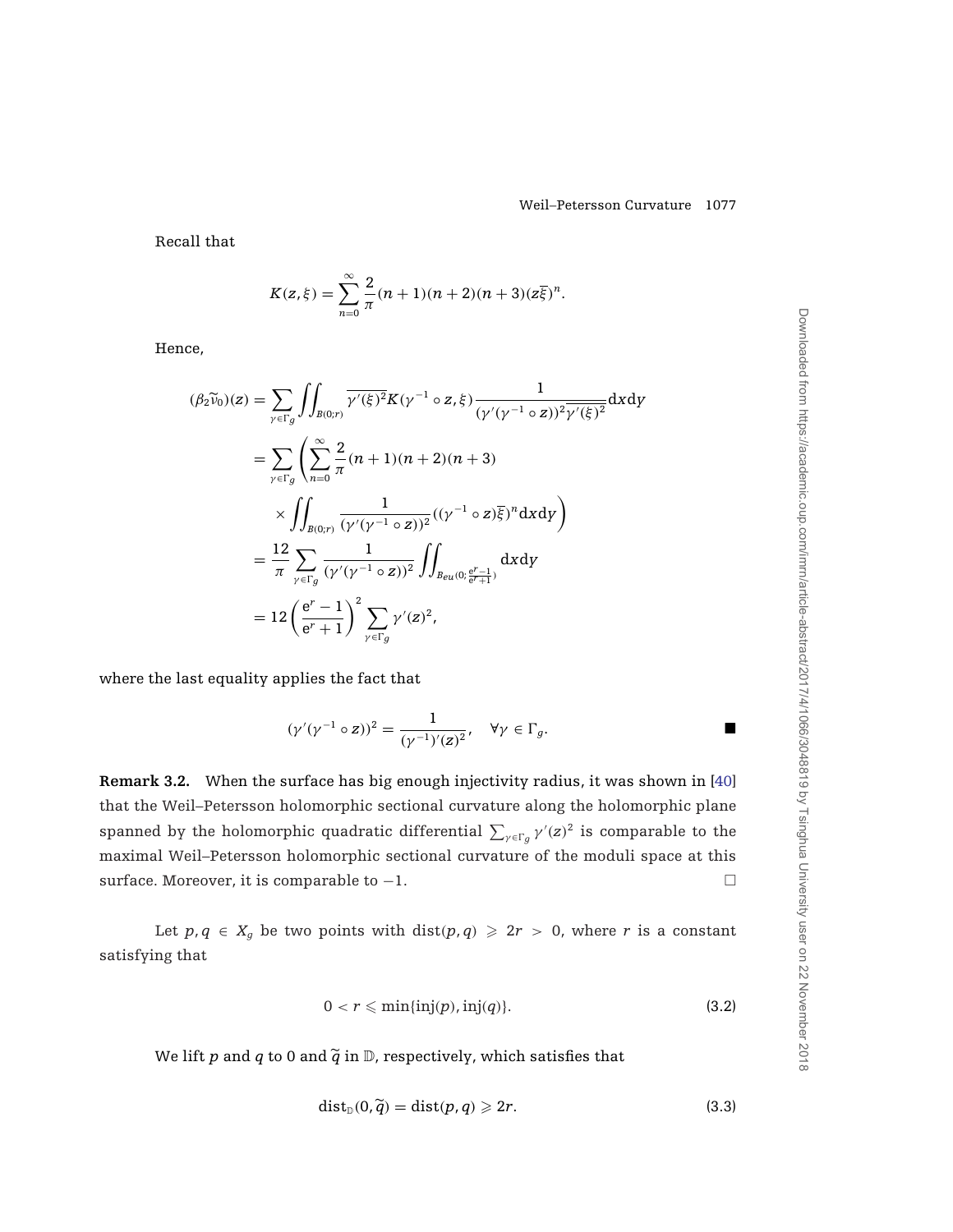Recall that

$$K(z,\xi)=\sum_{n=0}^{\infty}\frac{2}{\pi}(n+1)(n+2)(n+3)(z\overline{\xi})^n.$$

Hence,

$$\begin{aligned}
(\beta_2\widetilde{\nu}_0)(z) &= \sum_{\gamma\in\Gamma_g}\iint_{B(0;r)}\overline{\gamma'(\xi)^2}K(\gamma^{-1}\circ z,\xi)\frac{1}{(\gamma'(\gamma^{-1}\circ z))^2\overline{\gamma'(\xi)^2}}\mathrm{d}x\mathrm{d}y \\
&= \sum_{\gamma\in\Gamma_g}\left(\sum_{n=0}^{\infty}\frac{2}{\pi}(n+1)(n+2)(n+3)\right. \\
&\quad \times \left.\iint_{B(0;r)}\frac{1}{(\gamma'(\gamma^{-1}\circ z))^2}((\gamma^{-1}\circ z)\overline{\xi})^n\mathrm{d}x\mathrm{d}y\right) \\
&= \frac{12}{\pi}\sum_{\gamma\in\Gamma_g}\frac{1}{(\gamma'(\gamma^{-1}\circ z))^2}\iint_{B_{eu}(0;\frac{\mathrm{e}^r-1}{\mathrm{e}^r+1})}\mathrm{d}x\mathrm{d}y \\
&= 12\left(\frac{\mathrm{e}^r-1}{\mathrm{e}^r+1}\right)^2\sum_{\gamma\in\Gamma_g}\gamma'(z)^2,
\end{aligned}$$

where the last equality applies the fact that

$$(\gamma'(\gamma^{-1}\circ z))^2=\frac{1}{(\gamma^{-1})'(z)^2},\quad \forall\gamma\in\Gamma_g. \qquad \blacksquare$$

**Remark 3.2.** When the surface has big enough injectivity radius, it was shown in [40] that the Weil–Petersson holomorphic sectional curvature along the holomorphic plane spanned by the holomorphic quadratic differential $\sum_{\gamma\in\Gamma_g}\gamma'(z)^2$ is comparable to the maximal Weil–Petersson holomorphic sectional curvature of the moduli space at this surface. Moreover, it is comparable to $-1$. $\square$

Let $p,q\in X_g$ be two points with $\mathrm{dist}(p,q)\geqslant 2r>0$, where $r$ is a constant satisfying that

$$0<r\leqslant\min\{\mathrm{inj}(p),\mathrm{inj}(q)\}. \tag{3.2}$$

We lift $p$ and $q$ to $0$ and $\widetilde{q}$ in $\mathbb{D}$, respectively, which satisfies that

$$\mathrm{dist}_{\mathbb{D}}(0,\widetilde{q})=\mathrm{dist}(p,q)\geqslant 2r. \tag{3.3}$$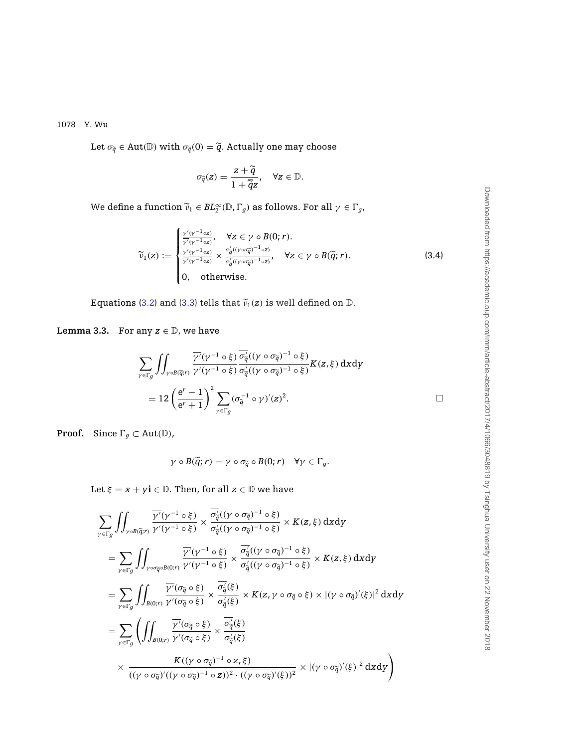Let $\sigma_{\widetilde{q}} \in \mathrm{Aut}(\mathbb{D})$ with $\sigma_{\widetilde{q}}(0) = \widetilde{q}$. Actually one may choose

$$\sigma_{\widetilde{q}}(z) = \frac{z + \widetilde{q}}{1 + \overline{\widetilde{q}}z}, \quad \forall z \in \mathbb{D}.$$

We define a function $\widetilde{\nu}_1 \in BL_2^\infty(\mathbb{D}, \Gamma_g)$ as follows. For all $\gamma \in \Gamma_g$,

$$\widetilde{\nu}_1(z) := \begin{cases} \frac{\gamma'(\gamma^{-1} \circ z)}{\overline{\gamma'}(\gamma^{-1} \circ z)}, & \forall z \in \gamma \circ B(0; r). \\ \frac{\gamma'(\gamma^{-1} \circ z)}{\overline{\gamma'}(\gamma^{-1} \circ z)} \times \frac{\sigma'_{\widetilde{q}}((\gamma \circ \sigma_{\widetilde{q}})^{-1} \circ z)}{\overline{\sigma'_{\widetilde{q}}}((\gamma \circ \sigma_{\widetilde{q}})^{-1} \circ z)}, & \forall z \in \gamma \circ B(\widetilde{q}; r). \\ 0, & \text{otherwise}. \end{cases} \tag{3.4}$$

Equations (3.2) and (3.3) tells that $\widetilde{\nu}_1(z)$ is well defined on $\mathbb{D}$.

**Lemma 3.3.** For any $z \in \mathbb{D}$, we have

$$\sum_{\gamma \in \Gamma_g} \iint_{\gamma \circ B(\widetilde{q}; r)} \frac{\overline{\gamma'}(\gamma^{-1} \circ \xi)}{\gamma'(\gamma^{-1} \circ \xi)} \frac{\overline{\sigma'_{\widetilde{q}}}((\gamma \circ \sigma_{\widetilde{q}})^{-1} \circ \xi)}{\sigma'_{\widetilde{q}}((\gamma \circ \sigma_{\widetilde{q}})^{-1} \circ \xi)} K(z, \xi) \, \mathrm{d}x\mathrm{d}y$$
$$= 12 \left( \frac{\mathrm{e}^r - 1}{\mathrm{e}^r + 1} \right)^2 \sum_{\gamma \in \Gamma_g} (\sigma_{\widetilde{q}}^{-1} \circ \gamma)'(z)^2. \qquad \square$$

**Proof.** Since $\Gamma_g \subset \mathrm{Aut}(\mathbb{D})$,

$$\gamma \circ B(\widetilde{q}; r) = \gamma \circ \sigma_{\widetilde{q}} \circ B(0; r) \quad \forall \gamma \in \Gamma_g.$$

Let $\xi = x + y\mathbf{i} \in \mathbb{D}$. Then, for all $z \in \mathbb{D}$ we have

$$\sum_{\gamma \in \Gamma_g} \iint_{\gamma \circ B(\widetilde{q}; r)} \frac{\overline{\gamma'}(\gamma^{-1} \circ \xi)}{\gamma'(\gamma^{-1} \circ \xi)} \times \frac{\overline{\sigma'_{\widetilde{q}}}((\gamma \circ \sigma_{\widetilde{q}})^{-1} \circ \xi)}{\sigma'_{\widetilde{q}}((\gamma \circ \sigma_{\widetilde{q}})^{-1} \circ \xi)} \times K(z, \xi) \, \mathrm{d}x\mathrm{d}y$$
$$= \sum_{\gamma \in \Gamma_g} \iint_{\gamma \circ \sigma_{\widetilde{q}} \circ B(0; r)} \frac{\overline{\gamma'}(\gamma^{-1} \circ \xi)}{\gamma'(\gamma^{-1} \circ \xi)} \times \frac{\overline{\sigma'_{\widetilde{q}}}((\gamma \circ \sigma_{\widetilde{q}})^{-1} \circ \xi)}{\sigma'_{\widetilde{q}}((\gamma \circ \sigma_{\widetilde{q}})^{-1} \circ \xi)} \times K(z, \xi) \, \mathrm{d}x\mathrm{d}y$$
$$= \sum_{\gamma \in \Gamma_g} \iint_{B(0; r)} \frac{\overline{\gamma'}(\sigma_{\widetilde{q}} \circ \xi)}{\gamma'(\sigma_{\widetilde{q}} \circ \xi)} \times \frac{\overline{\sigma'_{\widetilde{q}}}(\xi)}{\sigma'_{\widetilde{q}}(\xi)} \times K(z, \gamma \circ \sigma_{\widetilde{q}} \circ \xi) \times |(\gamma \circ \sigma_{\widetilde{q}})'(\xi)|^2 \, \mathrm{d}x\mathrm{d}y$$
$$= \sum_{\gamma \in \Gamma_g} \left( \iint_{B(0; r)} \frac{\overline{\gamma'}(\sigma_{\widetilde{q}} \circ \xi)}{\gamma'(\sigma_{\widetilde{q}} \circ \xi)} \times \frac{\overline{\sigma'_{\widetilde{q}}}(\xi)}{\sigma'_{\widetilde{q}}(\xi)} \right.$$
$$\left. \times \frac{K((\gamma \circ \sigma_{\widetilde{q}})^{-1} \circ z, \xi)}{((\gamma \circ \sigma_{\widetilde{q}})'((\gamma \circ \sigma_{\widetilde{q}})^{-1} \circ z))^2 \cdot (\overline{(\gamma \circ \sigma_{\widetilde{q}})'}(\xi))^2} \times |(\gamma \circ \sigma_{\widetilde{q}})'(\xi)|^2 \, \mathrm{d}x\mathrm{d}y \right)$$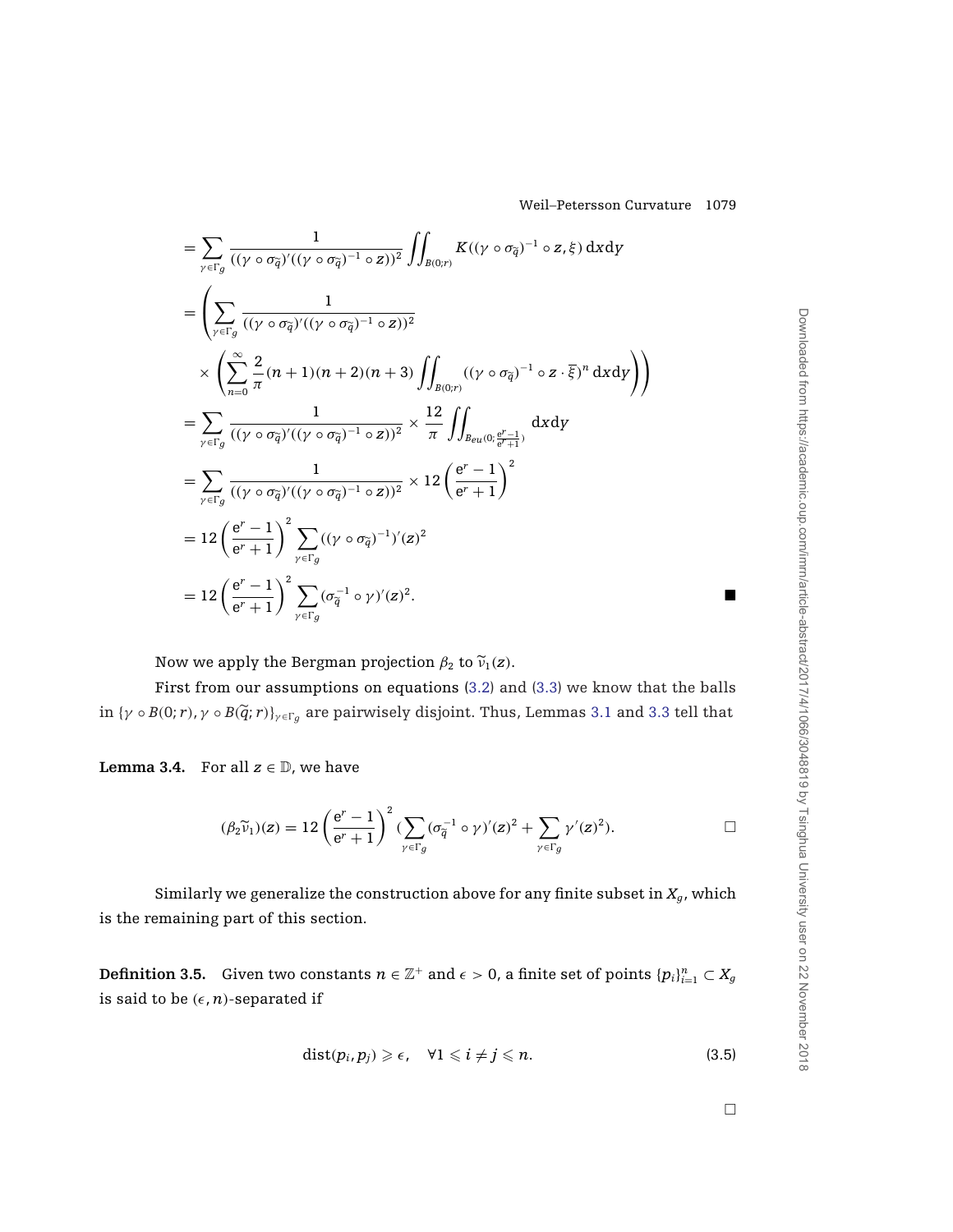$$
\begin{aligned}
&= \sum_{\gamma\in\Gamma_g} \frac{1}{((\gamma\circ\sigma_{\tilde{q}})'((\gamma\circ\sigma_{\tilde{q}})^{-1}\circ z))^2} \iint_{B(0;r)} K((\gamma\circ\sigma_{\tilde{q}})^{-1}\circ z,\xi)\,\mathrm{d}x\mathrm{d}y \\
&= \left(\sum_{\gamma\in\Gamma_g} \frac{1}{((\gamma\circ\sigma_{\tilde{q}})'((\gamma\circ\sigma_{\tilde{q}})^{-1}\circ z))^2}\right. \\
&\quad \times \left.\left(\sum_{n=0}^{\infty} \frac{2}{\pi}(n+1)(n+2)(n+3) \iint_{B(0;r)} ((\gamma\circ\sigma_{\tilde{q}})^{-1}\circ z\cdot\overline{\xi})^n\,\mathrm{d}x\mathrm{d}y\right)\right) \\
&= \sum_{\gamma\in\Gamma_g} \frac{1}{((\gamma\circ\sigma_{\tilde{q}})'((\gamma\circ\sigma_{\tilde{q}})^{-1}\circ z))^2} \times \frac{12}{\pi} \iint_{B_{eu}(0;\frac{e^r-1}{e^r+1})} \mathrm{d}x\mathrm{d}y \\
&= \sum_{\gamma\in\Gamma_g} \frac{1}{((\gamma\circ\sigma_{\tilde{q}})'((\gamma\circ\sigma_{\tilde{q}})^{-1}\circ z))^2} \times 12\left(\frac{e^r-1}{e^r+1}\right)^2 \\
&= 12\left(\frac{e^r-1}{e^r+1}\right)^2 \sum_{\gamma\in\Gamma_g} ((\gamma\circ\sigma_{\tilde{q}})^{-1})'(z)^2 \\
&= 12\left(\frac{e^r-1}{e^r+1}\right)^2 \sum_{\gamma\in\Gamma_g} (\sigma_{\tilde{q}}^{-1}\circ\gamma)'(z)^2. \qquad \blacksquare
\end{aligned}
$$

Now we apply the Bergman projection $\beta_2$ to $\widetilde{\nu}_1(z)$.

First from our assumptions on equations (3.2) and (3.3) we know that the balls in $\{\gamma\circ B(0;r), \gamma\circ B(\widetilde{q};r)\}_{\gamma\in\Gamma_g}$ are pairwisely disjoint. Thus, Lemmas 3.1 and 3.3 tell that

**Lemma 3.4.** For all $z\in\mathbb{D}$, we have

$$
(\beta_2\widetilde{\nu}_1)(z) = 12\left(\frac{e^r-1}{e^r+1}\right)^2 \left(\sum_{\gamma\in\Gamma_g} (\sigma_{\tilde{q}}^{-1}\circ\gamma)'(z)^2 + \sum_{\gamma\in\Gamma_g} \gamma'(z)^2\right). \qquad \square
$$

Similarly we generalize the construction above for any finite subset in $X_g$, which is the remaining part of this section.

**Definition 3.5.** Given two constants $n\in\mathbb{Z}^+$ and $\epsilon>0$, a finite set of points $\{p_i\}_{i=1}^n \subset X_g$ is said to be $(\epsilon,n)$-separated if

$$
\mathrm{dist}(p_i,p_j) \geqslant \epsilon, \quad \forall 1\leqslant i\neq j\leqslant n. \tag{3.5}
$$

$\square$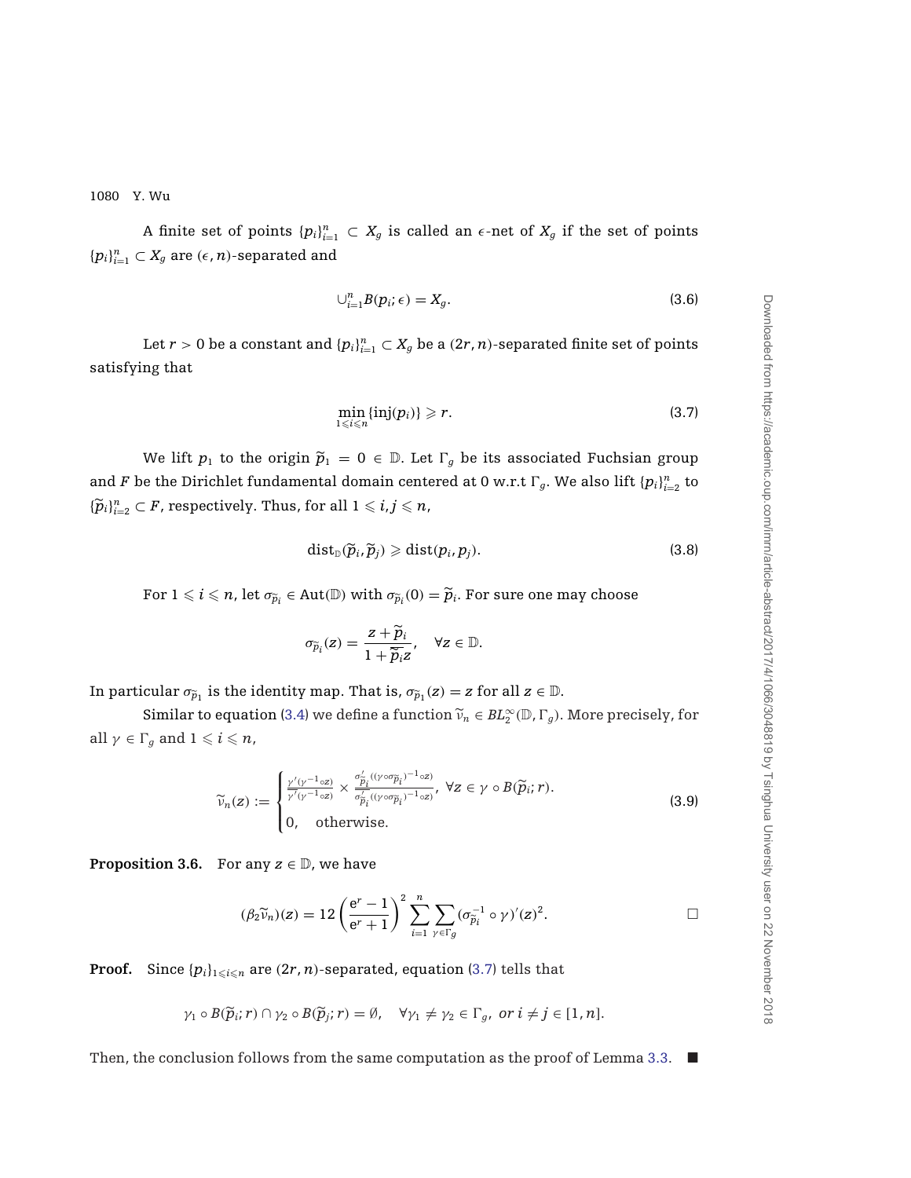A finite set of points $\{p_i\}_{i=1}^n \subset X_g$ is called an $\epsilon$-net of $X_g$ if the set of points $\{p_i\}_{i=1}^n \subset X_g$ are $(\epsilon, n)$-separated and

$$\cup_{i=1}^n B(p_i; \epsilon) = X_g. \tag{3.6}$$

Let $r > 0$ be a constant and $\{p_i\}_{i=1}^n \subset X_g$ be a $(2r, n)$-separated finite set of points satisfying that

$$\min_{1 \leqslant i \leqslant n} \{\text{inj}(p_i)\} \geqslant r. \tag{3.7}$$

We lift $p_1$ to the origin $\widetilde{p}_1 = 0 \in \mathbb{D}$. Let $\Gamma_g$ be its associated Fuchsian group and $F$ be the Dirichlet fundamental domain centered at 0 w.r.t $\Gamma_g$. We also lift $\{p_i\}_{i=2}^n$ to $\{\widetilde{p}_i\}_{i=2}^n \subset F$, respectively. Thus, for all $1 \leqslant i, j \leqslant n$,

$$\text{dist}_{\mathbb{D}}(\widetilde{p}_i, \widetilde{p}_j) \geqslant \text{dist}(p_i, p_j). \tag{3.8}$$

For $1 \leqslant i \leqslant n$, let $\sigma_{\widetilde{p}_i} \in \text{Aut}(\mathbb{D})$ with $\sigma_{\widetilde{p}_i}(0) = \widetilde{p}_i$. For sure one may choose

$$\sigma_{\widetilde{p}_i}(z) = \frac{z + \widetilde{p}_i}{1 + \overline{\widetilde{p}_i} z}, \quad \forall z \in \mathbb{D}.$$

In particular $\sigma_{\widetilde{p}_1}$ is the identity map. That is, $\sigma_{\widetilde{p}_1}(z) = z$ for all $z \in \mathbb{D}$.

Similar to equation (3.4) we define a function $\widetilde{\nu}_n \in BL_2^\infty(\mathbb{D}, \Gamma_g)$. More precisely, for all $\gamma \in \Gamma_g$ and $1 \leqslant i \leqslant n$,

$$\widetilde{\nu}_n(z) := \begin{cases} \frac{\overline{\gamma'(\gamma^{-1} \circ z)}}{\gamma'(\gamma^{-1} \circ z)} \times \frac{\overline{\sigma'_{\widetilde{p}_i}((\gamma \circ \sigma_{\widetilde{p}_i})^{-1} \circ z)}}{\sigma'_{\widetilde{p}_i}((\gamma \circ \sigma_{\widetilde{p}_i})^{-1} \circ z)}, \ \forall z \in \gamma \circ B(\widetilde{p}_i; r). \\ 0, \quad \text{otherwise}. \end{cases} \tag{3.9}$$

**Proposition 3.6.** For any $z \in \mathbb{D}$, we have

$$(\beta_2 \widetilde{\nu}_n)(z) = 12 \left( \frac{e^r - 1}{e^r + 1} \right)^2 \sum_{i=1}^n \sum_{\gamma \in \Gamma_g} (\sigma_{\widetilde{p}_i}^{-1} \circ \gamma)'(z)^2.$$ □

**Proof.** Since $\{p_i\}_{1 \leqslant i \leqslant n}$ are $(2r, n)$-separated, equation (3.7) tells that

$$\gamma_1 \circ B(\widetilde{p}_i; r) \cap \gamma_2 \circ B(\widetilde{p}_j; r) = \emptyset, \quad \forall \gamma_1 \neq \gamma_2 \in \Gamma_g, \ or \ i \neq j \in [1, n].$$

Then, the conclusion follows from the same computation as the proof of Lemma 3.3. ■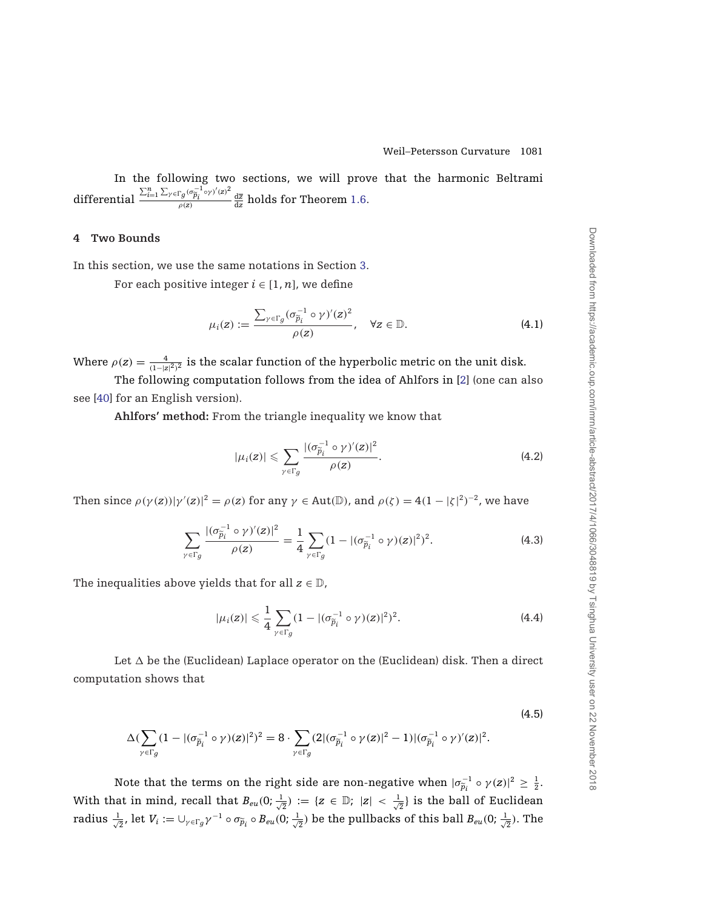In the following two sections, we will prove that the harmonic Beltrami differential $\frac{\sum_{i=1}^{n}\sum_{\gamma\in\Gamma_g}(\sigma_{\tilde{p}_i}^{-1}\circ\gamma)'(z)^2}{\rho(z)}\frac{d\bar{z}}{dz}$ holds for Theorem 1.6.

## 4 Two Bounds

In this section, we use the same notations in Section 3.

For each positive integer $i \in [1, n]$, we define

$$\mu_i(z) := \frac{\sum_{\gamma\in\Gamma_g}(\sigma_{\tilde{p}_i}^{-1}\circ\gamma)'(z)^2}{\rho(z)}, \quad \forall z \in \mathbb{D}. \tag{4.1}$$

Where $\rho(z) = \frac{4}{(1-|z|^2)^2}$ is the scalar function of the hyperbolic metric on the unit disk.

The following computation follows from the idea of Ahlfors in [2] (one can also see [40] for an English version).

**Ahlfors' method:** From the triangle inequality we know that

$$|\mu_i(z)| \leqslant \sum_{\gamma\in\Gamma_g}\frac{|(\sigma_{\tilde{p}_i}^{-1}\circ\gamma)'(z)|^2}{\rho(z)}. \tag{4.2}$$

Then since $\rho(\gamma(z))|\gamma'(z)|^2 = \rho(z)$ for any $\gamma \in \text{Aut}(\mathbb{D})$, and $\rho(\zeta) = 4(1-|\zeta|^2)^{-2}$, we have

$$\sum_{\gamma\in\Gamma_g}\frac{|(\sigma_{\tilde{p}_i}^{-1}\circ\gamma)'(z)|^2}{\rho(z)} = \frac{1}{4}\sum_{\gamma\in\Gamma_g}(1-|(\sigma_{\tilde{p}_i}^{-1}\circ\gamma)(z)|^2)^2. \tag{4.3}$$

The inequalities above yields that for all $z \in \mathbb{D}$,

$$|\mu_i(z)| \leqslant \frac{1}{4}\sum_{\gamma\in\Gamma_g}(1-|(\sigma_{\tilde{p}_i}^{-1}\circ\gamma)(z)|^2)^2. \tag{4.4}$$

Let $\Delta$ be the (Euclidean) Laplace operator on the (Euclidean) disk. Then a direct computation shows that

$$\Delta(\sum_{\gamma\in\Gamma_g}(1-|(\sigma_{\tilde{p}_i}^{-1}\circ\gamma)(z)|^2)^2 = 8\cdot\sum_{\gamma\in\Gamma_g}(2|(\sigma_{\tilde{p}_i}^{-1}\circ\gamma(z)|^2-1)|(\sigma_{\tilde{p}_i}^{-1}\circ\gamma)'(z)|^2. \tag{4.5}$$

Note that the terms on the right side are non-negative when $|\sigma_{\tilde{p}_i}^{-1}\circ\gamma(z)|^2 \geq \frac{1}{2}$. With that in mind, recall that $B_{eu}(0;\frac{1}{\sqrt{2}}) := \{z \in \mathbb{D};\ |z| < \frac{1}{\sqrt{2}}\}$ is the ball of Euclidean radius $\frac{1}{\sqrt{2}}$, let $V_i := \cup_{\gamma\in\Gamma_g}\gamma^{-1}\circ\sigma_{\tilde{p}_i}\circ B_{eu}(0;\frac{1}{\sqrt{2}})$ be the pullbacks of this ball $B_{eu}(0;\frac{1}{\sqrt{2}})$. The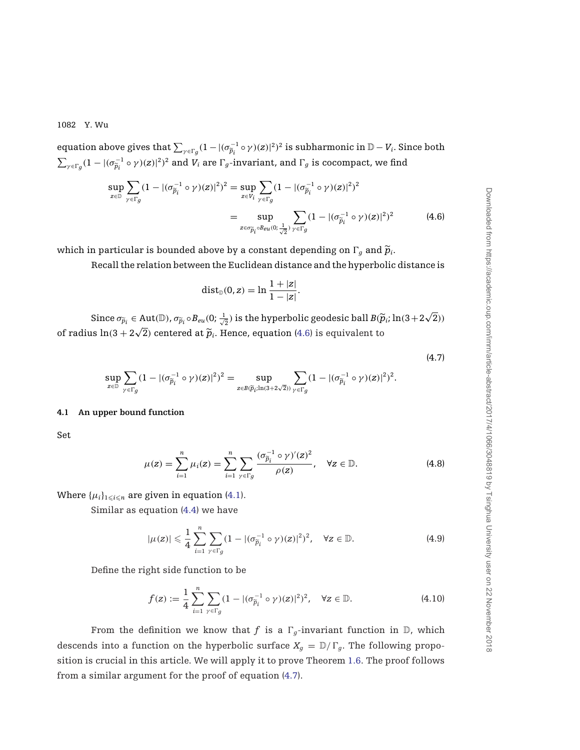equation above gives that $\sum_{\gamma\in\Gamma_g}(1-|(\sigma_{\widetilde{p}_i}^{-1}\circ\gamma)(z)|^2)^2$ is subharmonic in $\mathbb{D}-V_i$. Since both $\sum_{\gamma\in\Gamma_g}(1-|(\sigma_{\widetilde{p}_i}^{-1}\circ\gamma)(z)|^2)^2$ and $V_i$ are $\Gamma_g$-invariant, and $\Gamma_g$ is cocompact, we find

$$
\begin{aligned}
\sup_{z\in\mathbb{D}}\sum_{\gamma\in\Gamma_g}(1-|(\sigma_{\widetilde{p}_i}^{-1}\circ\gamma)(z)|^2)^2 &= \sup_{z\in V_i}\sum_{\gamma\in\Gamma_g}(1-|(\sigma_{\widetilde{p}_i}^{-1}\circ\gamma)(z)|^2)^2 \\
&= \sup_{z\in\sigma_{\widetilde{p}_i}\circ B_{eu}(0;\frac{1}{\sqrt{2}})}\sum_{\gamma\in\Gamma_g}(1-|(\sigma_{\widetilde{p}_i}^{-1}\circ\gamma)(z)|^2)^2 \qquad (4.6)
\end{aligned}
$$

which in particular is bounded above by a constant depending on $\Gamma_g$ and $\widetilde{p}_i$.

Recall the relation between the Euclidean distance and the hyperbolic distance is

$$
\mathrm{dist}_{\mathbb{D}}(0,z) = \ln\frac{1+|z|}{1-|z|}.
$$

Since $\sigma_{\widetilde{p}_i}\in\mathrm{Aut}(\mathbb{D})$, $\sigma_{\widetilde{p}_i}\circ B_{eu}(0;\frac{1}{\sqrt{2}})$ is the hyperbolic geodesic ball $B(\widetilde{p}_i;\ln(3+2\sqrt{2}))$ of radius $\ln(3+2\sqrt{2})$ centered at $\widetilde{p}_i$. Hence, equation (4.6) is equivalent to

$$
\sup_{z\in\mathbb{D}}\sum_{\gamma\in\Gamma_g}(1-|(\sigma_{\widetilde{p}_i}^{-1}\circ\gamma)(z)|^2)^2 = \sup_{z\in B(\widetilde{p}_i;\ln(3+2\sqrt{2}))}\sum_{\gamma\in\Gamma_g}(1-|(\sigma_{\widetilde{p}_i}^{-1}\circ\gamma)(z)|^2)^2. \qquad (4.7)
$$

### 4.1 An upper bound function

Set

$$
\mu(z) = \sum_{i=1}^{n}\mu_i(z) = \sum_{i=1}^{n}\sum_{\gamma\in\Gamma_g}\frac{(\sigma_{\widetilde{p}_i}^{-1}\circ\gamma)'(z)^2}{\rho(z)}, \quad \forall z\in\mathbb{D}. \qquad (4.8)
$$

Where $\{\mu_i\}_{1\leqslant i\leqslant n}$ are given in equation (4.1).

Similar as equation (4.4) we have

$$
|\mu(z)| \leqslant \frac{1}{4}\sum_{i=1}^{n}\sum_{\gamma\in\Gamma_g}(1-|(\sigma_{\widetilde{p}_i}^{-1}\circ\gamma)(z)|^2)^2, \quad \forall z\in\mathbb{D}. \qquad (4.9)
$$

Define the right side function to be

$$
f(z) := \frac{1}{4}\sum_{i=1}^{n}\sum_{\gamma\in\Gamma_g}(1-|(\sigma_{\widetilde{p}_i}^{-1}\circ\gamma)(z)|^2)^2, \quad \forall z\in\mathbb{D}. \qquad (4.10)
$$

From the definition we know that $f$ is a $\Gamma_g$-invariant function in $\mathbb{D}$, which descends into a function on the hyperbolic surface $X_g = \mathbb{D}/\Gamma_g$. The following proposition is crucial in this article. We will apply it to prove Theorem 1.6. The proof follows from a similar argument for the proof of equation (4.7).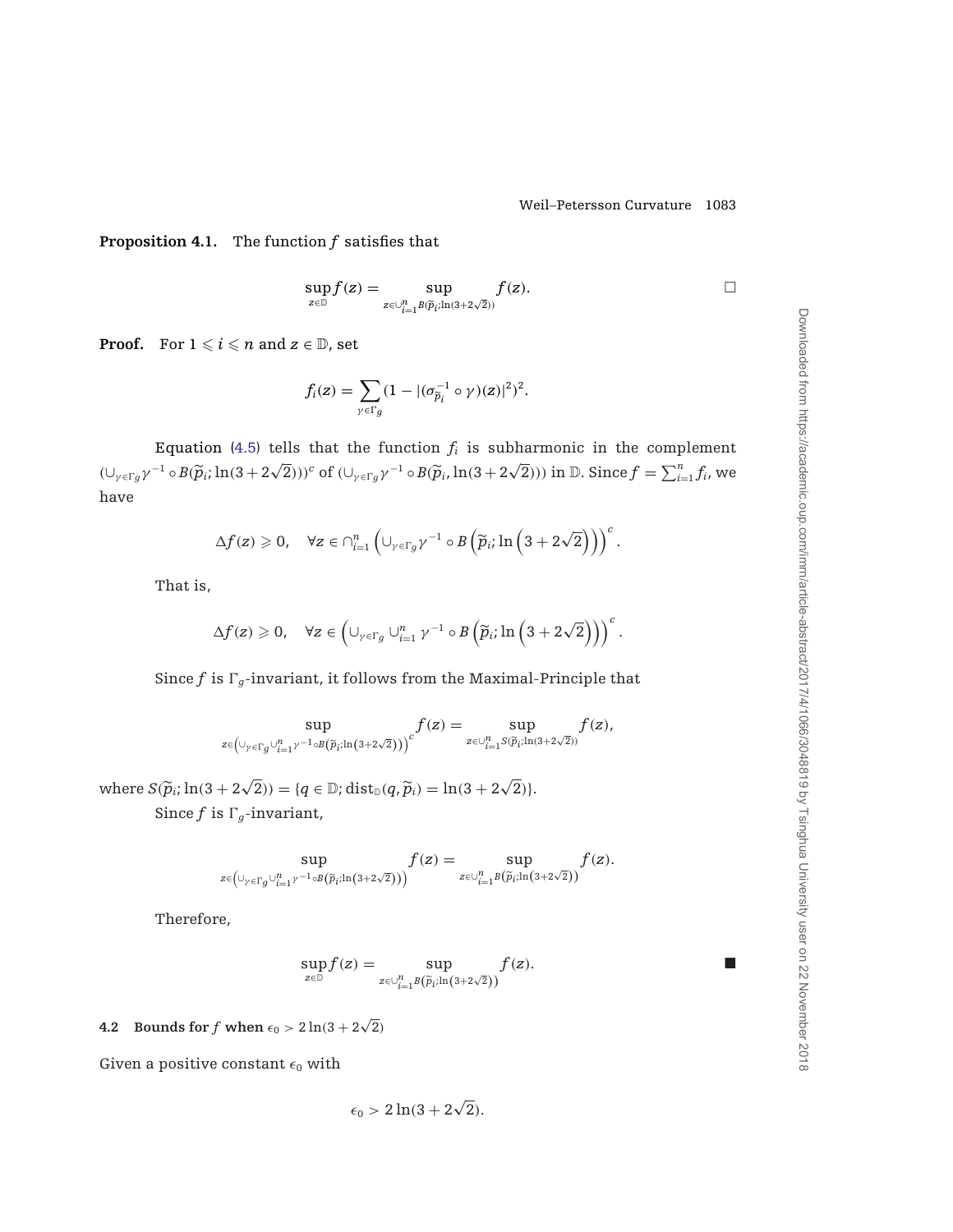**Proposition 4.1.** The function $f$ satisfies that

$$\sup_{z\in\mathbb{D}} f(z) = \sup_{z\in\cup_{i=1}^n B(\widetilde{p}_i;\ln(3+2\sqrt{2}))} f(z). \qquad \square$$

**Proof.** For $1 \leqslant i \leqslant n$ and $z \in \mathbb{D}$, set

$$f_i(z) = \sum_{\gamma\in\Gamma_g} (1 - |(\sigma_{\widetilde{p}_i}^{-1} \circ \gamma)(z)|^2)^2.$$

Equation (4.5) tells that the function $f_i$ is subharmonic in the complement $(\cup_{\gamma\in\Gamma_g}\gamma^{-1} \circ B(\widetilde{p}_i; \ln(3+2\sqrt{2})))^c$ of $(\cup_{\gamma\in\Gamma_g}\gamma^{-1} \circ B(\widetilde{p}_i, \ln(3+2\sqrt{2})))$ in $\mathbb{D}$. Since $f = \sum_{i=1}^n f_i$, we have

$$\Delta f(z) \geqslant 0, \quad \forall z \in \cap_{i=1}^n \left(\cup_{\gamma\in\Gamma_g}\gamma^{-1} \circ B\left(\widetilde{p}_i; \ln\left(3+2\sqrt{2}\right)\right)\right)^c.$$

That is,

$$\Delta f(z) \geqslant 0, \quad \forall z \in \left(\cup_{\gamma\in\Gamma_g} \cup_{i=1}^n \gamma^{-1} \circ B\left(\widetilde{p}_i; \ln\left(3+2\sqrt{2}\right)\right)\right)^c.$$

Since $f$ is $\Gamma_g$-invariant, it follows from the Maximal-Principle that

$$\sup_{z\in\left(\cup_{\gamma\in\Gamma_g}\cup_{i=1}^n \gamma^{-1}\circ B\left(\widetilde{p}_i;\ln\left(3+2\sqrt{2}\right)\right)\right)^c} f(z) = \sup_{z\in\cup_{i=1}^n S(\widetilde{p}_i;\ln(3+2\sqrt{2}))} f(z),$$

where $S(\widetilde{p}_i; \ln(3+2\sqrt{2})) = \{q \in \mathbb{D}; \mathrm{dist}_{\mathbb{D}}(q, \widetilde{p}_i) = \ln(3+2\sqrt{2})\}$.

Since $f$ is $\Gamma_g$-invariant,

$$\sup_{z\in\left(\cup_{\gamma\in\Gamma_g}\cup_{i=1}^n \gamma^{-1}\circ B\left(\widetilde{p}_i;\ln\left(3+2\sqrt{2}\right)\right)\right)} f(z) = \sup_{z\in\cup_{i=1}^n B\left(\widetilde{p}_i;\ln\left(3+2\sqrt{2}\right)\right)} f(z).$$

Therefore,

$$\sup_{z\in\mathbb{D}} f(z) = \sup_{z\in\cup_{i=1}^n B\left(\widetilde{p}_i;\ln\left(3+2\sqrt{2}\right)\right)} f(z). \qquad \blacksquare$$

### 4.2 Bounds for $f$ when $\epsilon_0 > 2\ln(3+2\sqrt{2})$

Given a positive constant $\epsilon_0$ with

$$\epsilon_0 > 2\ln(3+2\sqrt{2}).$$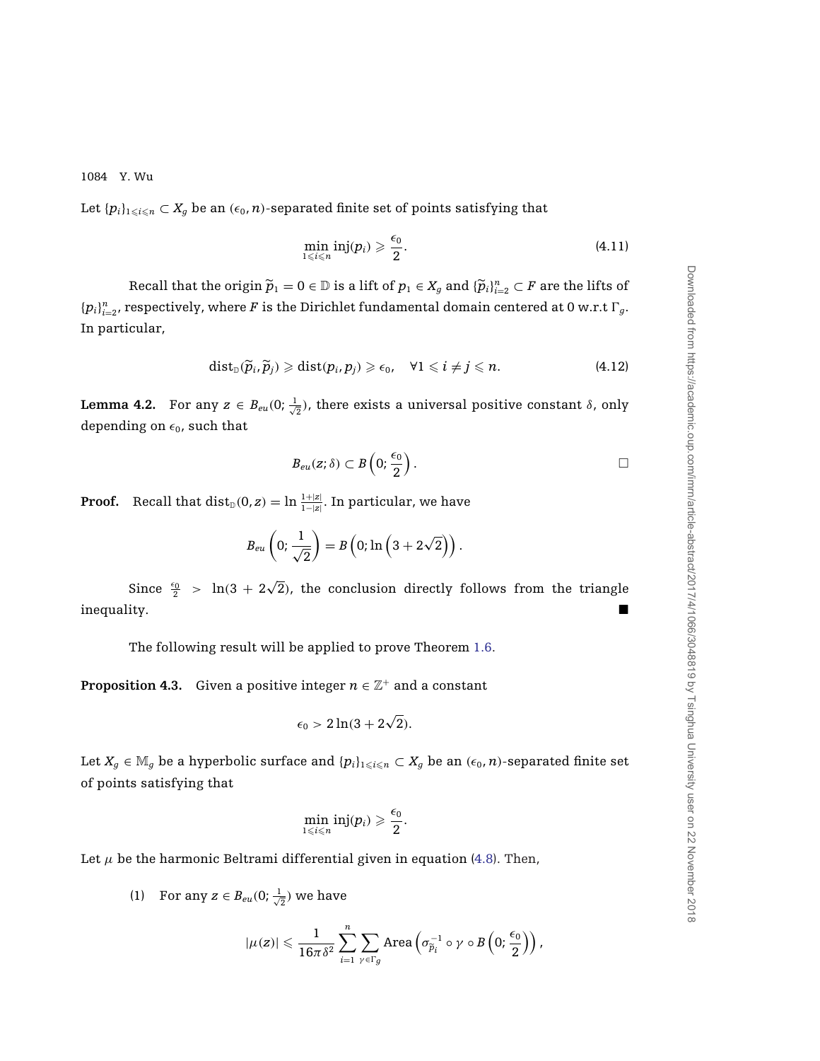Let $\{p_i\}_{1\leqslant i\leqslant n} \subset X_g$ be an $(\epsilon_0, n)$-separated finite set of points satisfying that

$$\min_{1\leqslant i\leqslant n} \text{inj}(p_i) \geqslant \frac{\epsilon_0}{2}. \tag{4.11}$$

Recall that the origin $\widetilde{p}_1 = 0 \in \mathbb{D}$ is a lift of $p_1 \in X_g$ and $\{\widetilde{p}_i\}_{i=2}^n \subset F$ are the lifts of $\{p_i\}_{i=2}^n$, respectively, where $F$ is the Dirichlet fundamental domain centered at 0 w.r.t $\Gamma_g$. In particular,

$$\text{dist}_{\mathbb{D}}(\widetilde{p}_i, \widetilde{p}_j) \geqslant \text{dist}(p_i, p_j) \geqslant \epsilon_0, \quad \forall 1 \leqslant i \neq j \leqslant n. \tag{4.12}$$

**Lemma 4.2.** For any $z \in B_{eu}(0; \frac{1}{\sqrt{2}})$, there exists a universal positive constant $\delta$, only depending on $\epsilon_0$, such that

$$B_{eu}(z; \delta) \subset B\left(0; \frac{\epsilon_0}{2}\right). \qquad \square$$

**Proof.** Recall that $\text{dist}_{\mathbb{D}}(0, z) = \ln \frac{1+|z|}{1-|z|}$. In particular, we have

$$B_{eu}\left(0; \frac{1}{\sqrt{2}}\right) = B\left(0; \ln\left(3 + 2\sqrt{2}\right)\right).$$

Since $\frac{\epsilon_0}{2} > \ln(3 + 2\sqrt{2})$, the conclusion directly follows from the triangle inequality. ■

The following result will be applied to prove Theorem 1.6.

**Proposition 4.3.** Given a positive integer $n \in \mathbb{Z}^+$ and a constant

$$\epsilon_0 > 2\ln(3 + 2\sqrt{2}).$$

Let $X_g \in \mathbb{M}_g$ be a hyperbolic surface and $\{p_i\}_{1\leqslant i\leqslant n} \subset X_g$ be an $(\epsilon_0, n)$-separated finite set of points satisfying that

$$\min_{1\leqslant i\leqslant n} \text{inj}(p_i) \geqslant \frac{\epsilon_0}{2}.$$

Let $\mu$ be the harmonic Beltrami differential given in equation (4.8). Then,

(1) For any $z \in B_{eu}(0; \frac{1}{\sqrt{2}})$ we have

$$|\mu(z)| \leqslant \frac{1}{16\pi\delta^2} \sum_{i=1}^{n} \sum_{\gamma\in\Gamma_g} \text{Area}\left(\sigma_{\widetilde{p}_i}^{-1} \circ \gamma \circ B\left(0; \frac{\epsilon_0}{2}\right)\right),$$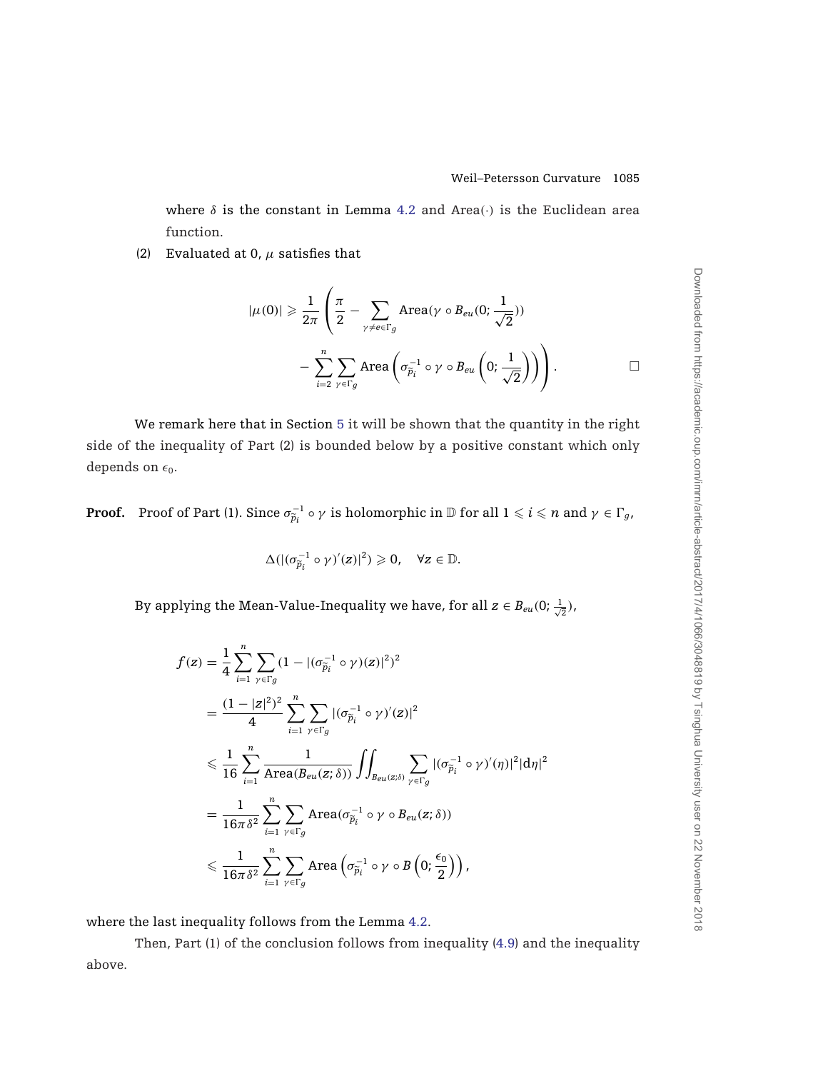where $\delta$ is the constant in Lemma 4.2 and Area($\cdot$) is the Euclidean area function.

(2) Evaluated at 0, $\mu$ satisfies that

$$|\mu(0)| \geqslant \frac{1}{2\pi}\left(\frac{\pi}{2} - \sum_{\gamma\neq e\in\Gamma_g} \text{Area}(\gamma \circ B_{eu}(0;\frac{1}{\sqrt{2}})) - \sum_{i=2}^{n}\sum_{\gamma\in\Gamma_g} \text{Area}\left(\sigma_{\widetilde{p}_i}^{-1}\circ\gamma\circ B_{eu}\left(0;\frac{1}{\sqrt{2}}\right)\right)\right). \qquad \square$$

We remark here that in Section 5 it will be shown that the quantity in the right side of the inequality of Part (2) is bounded below by a positive constant which only depends on $\epsilon_0$.

**Proof.** Proof of Part (1). Since $\sigma_{\widetilde{p}_i}^{-1}\circ\gamma$ is holomorphic in $\mathbb{D}$ for all $1\leqslant i\leqslant n$ and $\gamma\in\Gamma_g$,

$$\Delta(|(\sigma_{\widetilde{p}_i}^{-1}\circ\gamma)'(z)|^2)\geqslant 0, \quad \forall z\in\mathbb{D}.$$

By applying the Mean-Value-Inequality we have, for all $z\in B_{eu}(0;\frac{1}{\sqrt{2}})$,

$$\begin{aligned}
f(z) &= \frac{1}{4}\sum_{i=1}^{n}\sum_{\gamma\in\Gamma_g}(1-|(\sigma_{\widetilde{p}_i}^{-1}\circ\gamma)(z)|^2)^2 \\
&= \frac{(1-|z|^2)^2}{4}\sum_{i=1}^{n}\sum_{\gamma\in\Gamma_g}|(\sigma_{\widetilde{p}_i}^{-1}\circ\gamma)'(z)|^2 \\
&\leqslant \frac{1}{16}\sum_{i=1}^{n}\frac{1}{\text{Area}(B_{eu}(z;\delta))}\iint_{B_{eu}(z;\delta)}\sum_{\gamma\in\Gamma_g}|(\sigma_{\widetilde{p}_i}^{-1}\circ\gamma)'(\eta)|^2|\mathrm{d}\eta|^2 \\
&= \frac{1}{16\pi\delta^2}\sum_{i=1}^{n}\sum_{\gamma\in\Gamma_g}\text{Area}(\sigma_{\widetilde{p}_i}^{-1}\circ\gamma\circ B_{eu}(z;\delta)) \\
&\leqslant \frac{1}{16\pi\delta^2}\sum_{i=1}^{n}\sum_{\gamma\in\Gamma_g}\text{Area}\left(\sigma_{\widetilde{p}_i}^{-1}\circ\gamma\circ B\left(0;\frac{\epsilon_0}{2}\right)\right),
\end{aligned}$$

where the last inequality follows from the Lemma 4.2.

Then, Part (1) of the conclusion follows from inequality (4.9) and the inequality above.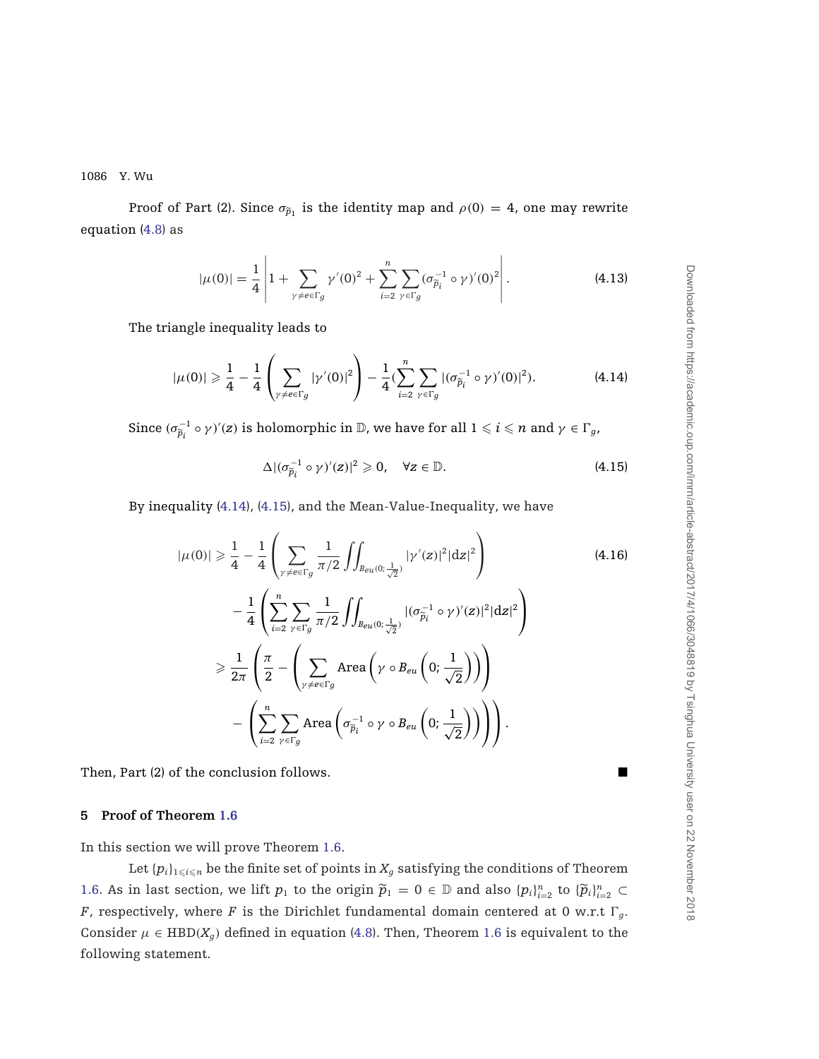Proof of Part (2). Since $\sigma_{\widetilde{p}_1}$ is the identity map and $\rho(0) = 4$, one may rewrite equation (4.8) as

$$|\mu(0)| = \frac{1}{4}\left|1 + \sum_{\gamma \neq e \in \Gamma_g} \gamma'(0)^2 + \sum_{i=2}^{n} \sum_{\gamma \in \Gamma_g} (\sigma_{\widetilde{p}_i}^{-1} \circ \gamma)'(0)^2\right|. \tag{4.13}$$

The triangle inequality leads to

$$|\mu(0)| \geqslant \frac{1}{4} - \frac{1}{4}\left(\sum_{\gamma \neq e \in \Gamma_g} |\gamma'(0)|^2\right) - \frac{1}{4}\left(\sum_{i=2}^{n} \sum_{\gamma \in \Gamma_g} |(\sigma_{\widetilde{p}_i}^{-1} \circ \gamma)'(0)|^2\right). \tag{4.14}$$

Since $(\sigma_{\widetilde{p}_i}^{-1} \circ \gamma)'(z)$ is holomorphic in $\mathbb{D}$, we have for all $1 \leqslant i \leqslant n$ and $\gamma \in \Gamma_g$,

$$\Delta |(\sigma_{\widetilde{p}_i}^{-1} \circ \gamma)'(z)|^2 \geqslant 0, \quad \forall z \in \mathbb{D}. \tag{4.15}$$

By inequality (4.14), (4.15), and the Mean-Value-Inequality, we have

$$\begin{aligned}
|\mu(0)| &\geqslant \frac{1}{4} - \frac{1}{4}\left(\sum_{\gamma \neq e \in \Gamma_g} \frac{1}{\pi/2} \iint_{B_{eu}(0;\frac{1}{\sqrt{2}})} |\gamma'(z)|^2 |\mathrm{d}z|^2\right) \\
&\quad - \frac{1}{4}\left(\sum_{i=2}^{n} \sum_{\gamma \in \Gamma_g} \frac{1}{\pi/2} \iint_{B_{eu}(0;\frac{1}{\sqrt{2}})} |(\sigma_{\widetilde{p}_i}^{-1} \circ \gamma)'(z)|^2 |\mathrm{d}z|^2\right) \\
&\geqslant \frac{1}{2\pi}\left(\frac{\pi}{2} - \left(\sum_{\gamma \neq e \in \Gamma_g} \mathrm{Area}\left(\gamma \circ B_{eu}\left(0; \frac{1}{\sqrt{2}}\right)\right)\right)\right. \\
&\quad \left. - \left(\sum_{i=2}^{n} \sum_{\gamma \in \Gamma_g} \mathrm{Area}\left(\sigma_{\widetilde{p}_i}^{-1} \circ \gamma \circ B_{eu}\left(0; \frac{1}{\sqrt{2}}\right)\right)\right)\right).
\end{aligned} \tag{4.16}$$

Then, Part (2) of the conclusion follows. ∎

## 5 Proof of Theorem 1.6

In this section we will prove Theorem 1.6.

Let $\{p_i\}_{1 \leqslant i \leqslant n}$ be the finite set of points in $X_g$ satisfying the conditions of Theorem 1.6. As in last section, we lift $p_1$ to the origin $\widetilde{p}_1 = 0 \in \mathbb{D}$ and also $\{p_i\}_{i=2}^n$ to $\{\widetilde{p}_i\}_{i=2}^n \subset F$, respectively, where $F$ is the Dirichlet fundamental domain centered at 0 w.r.t $\Gamma_g$. Consider $\mu \in \mathrm{HBD}(X_g)$ defined in equation (4.8). Then, Theorem 1.6 is equivalent to the following statement.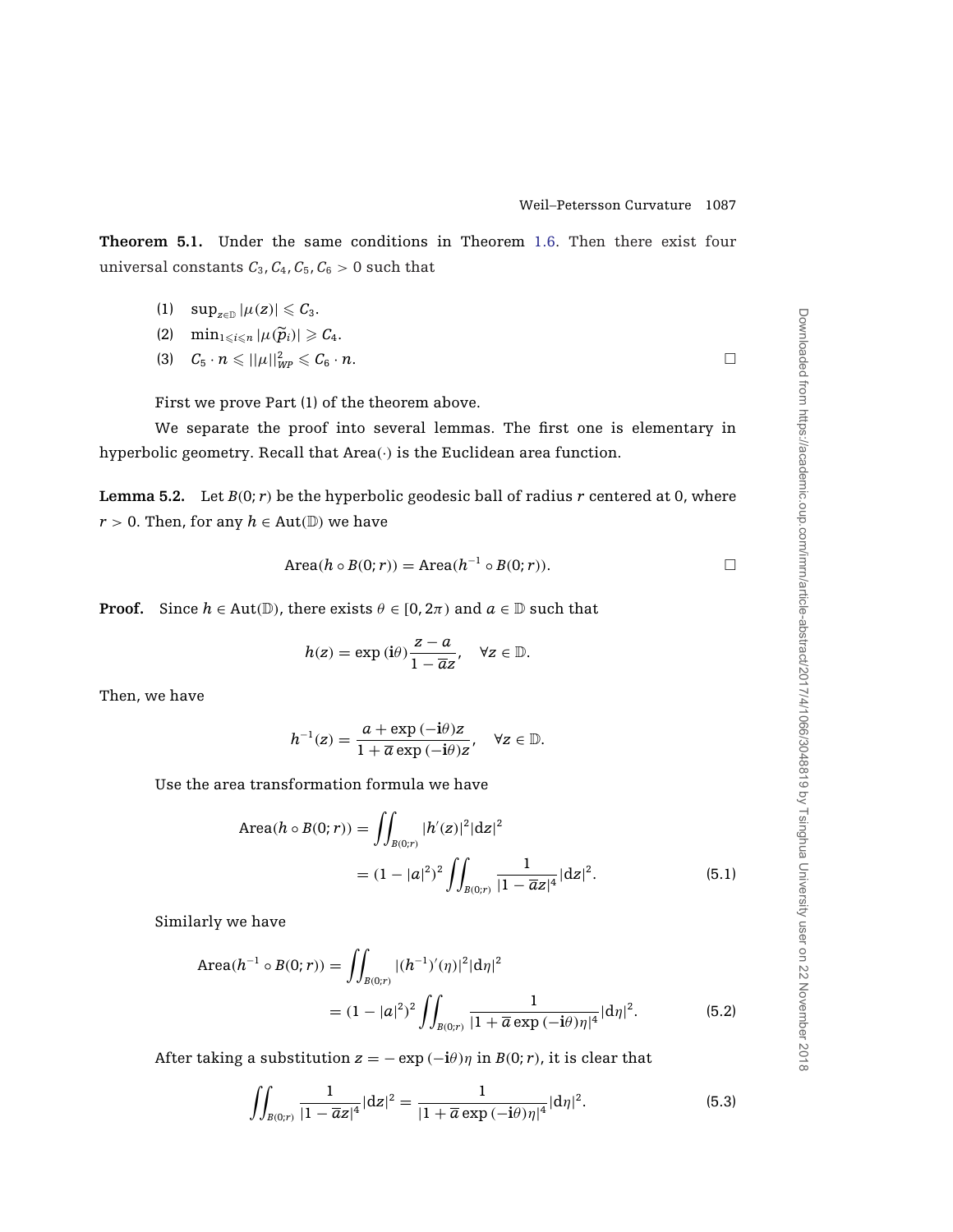**Theorem 5.1.** Under the same conditions in Theorem 1.6. Then there exist four universal constants $C_3, C_4, C_5, C_6 > 0$ such that

(1) $\sup_{z\in\mathbb{D}} |\mu(z)| \leqslant C_3$.

(2) $\min_{1\leqslant i\leqslant n} |\mu(\widetilde{p}_i)| \geqslant C_4$.

(3) $C_5 \cdot n \leqslant ||\mu||_{WP}^2 \leqslant C_6 \cdot n$. □

First we prove Part (1) of the theorem above.

We separate the proof into several lemmas. The first one is elementary in hyperbolic geometry. Recall that Area$(\cdot)$ is the Euclidean area function.

**Lemma 5.2.** Let $B(0; r)$ be the hyperbolic geodesic ball of radius $r$ centered at 0, where $r > 0$. Then, for any $h \in \text{Aut}(\mathbb{D})$ we have

$$\text{Area}(h \circ B(0;r)) = \text{Area}(h^{-1} \circ B(0;r)).$$ □

**Proof.** Since $h \in \text{Aut}(\mathbb{D})$, there exists $\theta \in [0, 2\pi)$ and $a \in \mathbb{D}$ such that

$$h(z) = \exp(\mathbf{i}\theta)\frac{z-a}{1-\overline{a}z}, \quad \forall z \in \mathbb{D}.$$

Then, we have

$$h^{-1}(z) = \frac{a + \exp(-\mathbf{i}\theta)z}{1 + \overline{a}\exp(-\mathbf{i}\theta)z}, \quad \forall z \in \mathbb{D}.$$

Use the area transformation formula we have

$$\begin{aligned}\text{Area}(h \circ B(0;r)) &= \iint_{B(0;r)} |h'(z)|^2 |\mathrm{d}z|^2 \\ &= (1-|a|^2)^2 \iint_{B(0;r)} \frac{1}{|1-\overline{a}z|^4} |\mathrm{d}z|^2. \end{aligned} \tag{5.1}$$

Similarly we have

$$\begin{aligned}\text{Area}(h^{-1} \circ B(0;r)) &= \iint_{B(0;r)} |(h^{-1})'(\eta)|^2 |\mathrm{d}\eta|^2 \\ &= (1-|a|^2)^2 \iint_{B(0;r)} \frac{1}{|1+\overline{a}\exp(-\mathbf{i}\theta)\eta|^4} |\mathrm{d}\eta|^2. \end{aligned} \tag{5.2}$$

After taking a substitution $z = -\exp(-\mathbf{i}\theta)\eta$ in $B(0;r)$, it is clear that

$$\iint_{B(0;r)} \frac{1}{|1-\overline{a}z|^4} |\mathrm{d}z|^2 = \frac{1}{|1+\overline{a}\exp(-\mathbf{i}\theta)\eta|^4} |\mathrm{d}\eta|^2. \tag{5.3}$$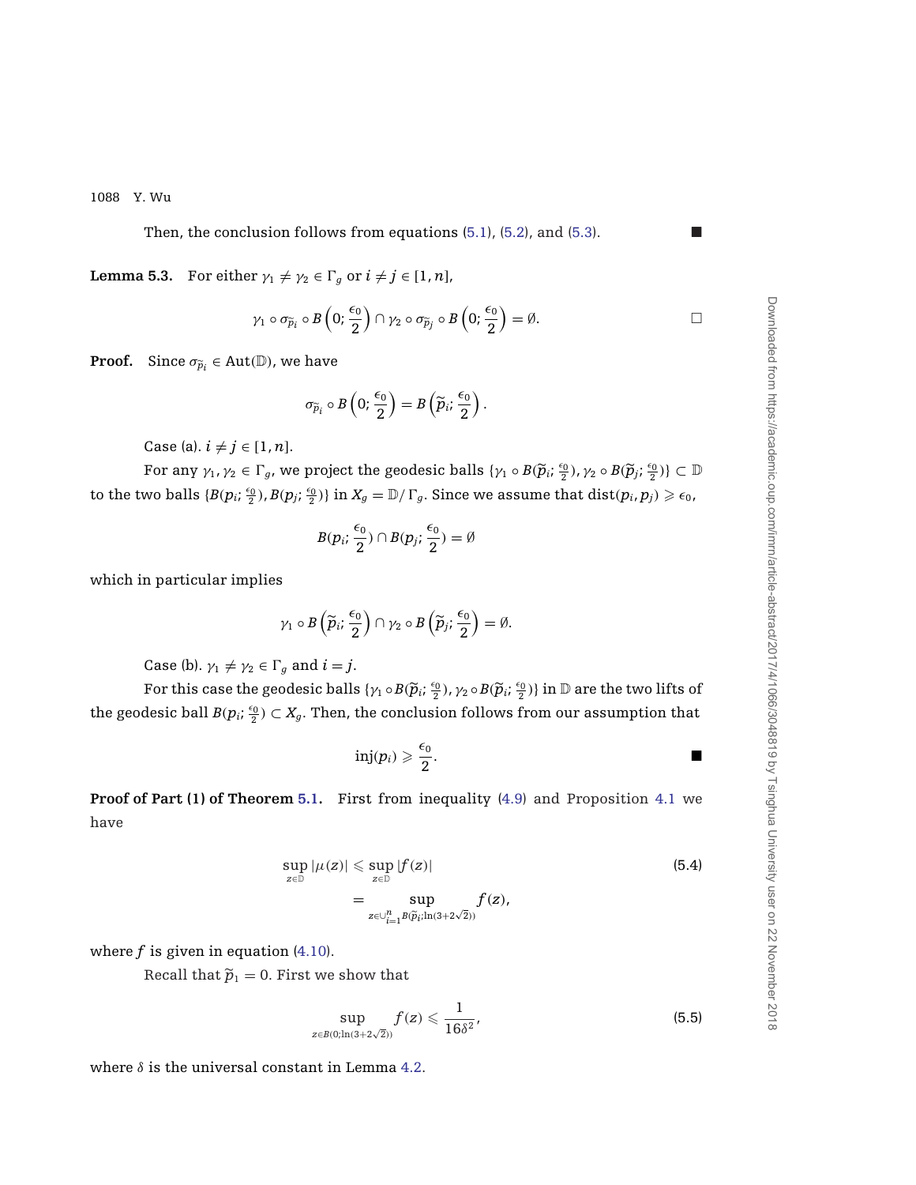Then, the conclusion follows from equations (5.1), (5.2), and (5.3). ■

**Lemma 5.3.** For either $\gamma_1 \neq \gamma_2 \in \Gamma_g$ or $i \neq j \in [1, n]$,

$$\gamma_1 \circ \sigma_{\widetilde{p}_i} \circ B\left(0; \frac{\epsilon_0}{2}\right) \cap \gamma_2 \circ \sigma_{\widetilde{p}_j} \circ B\left(0; \frac{\epsilon_0}{2}\right) = \emptyset.$$

□

**Proof.** Since $\sigma_{\widetilde{p}_i} \in \mathrm{Aut}(\mathbb{D})$, we have

$$\sigma_{\widetilde{p}_i} \circ B\left(0; \frac{\epsilon_0}{2}\right) = B\left(\widetilde{p}_i; \frac{\epsilon_0}{2}\right).$$

Case (a). $i \neq j \in [1, n]$.

For any $\gamma_1, \gamma_2 \in \Gamma_g$, we project the geodesic balls $\{\gamma_1 \circ B(\widetilde{p}_i; \frac{\epsilon_0}{2}), \gamma_2 \circ B(\widetilde{p}_j; \frac{\epsilon_0}{2})\} \subset \mathbb{D}$ to the two balls $\{B(p_i; \frac{\epsilon_0}{2}), B(p_j; \frac{\epsilon_0}{2})\}$ in $X_g = \mathbb{D}/\Gamma_g$. Since we assume that $\mathrm{dist}(p_i, p_j) \geqslant \epsilon_0$,

$$B(p_i; \frac{\epsilon_0}{2}) \cap B(p_j; \frac{\epsilon_0}{2}) = \emptyset$$

which in particular implies

$$\gamma_1 \circ B\left(\widetilde{p}_i; \frac{\epsilon_0}{2}\right) \cap \gamma_2 \circ B\left(\widetilde{p}_j; \frac{\epsilon_0}{2}\right) = \emptyset.$$

Case (b). $\gamma_1 \neq \gamma_2 \in \Gamma_g$ and $i = j$.

For this case the geodesic balls $\{\gamma_1 \circ B(\widetilde{p}_i; \frac{\epsilon_0}{2}), \gamma_2 \circ B(\widetilde{p}_i; \frac{\epsilon_0}{2})\}$ in $\mathbb{D}$ are the two lifts of the geodesic ball $B(p_i; \frac{\epsilon_0}{2}) \subset X_g$. Then, the conclusion follows from our assumption that

$$\mathrm{inj}(p_i) \geqslant \frac{\epsilon_0}{2}.$$

■

**Proof of Part (1) of Theorem 5.1.** First from inequality (4.9) and Proposition 4.1 we have

$$\begin{aligned} \sup_{z \in \mathbb{D}} |\mu(z)| &\leqslant \sup_{z \in \mathbb{D}} |f(z)| \\ &= \sup_{z \in \cup_{i=1}^{n} B(\widetilde{p}_i; \ln(3+2\sqrt{2}))} f(z), \end{aligned} \tag{5.4}$$

where $f$ is given in equation (4.10).

Recall that $\widetilde{p}_1 = 0$. First we show that

$$\sup_{z \in B(0; \ln(3+2\sqrt{2}))} f(z) \leqslant \frac{1}{16\delta^2}, \tag{5.5}$$

where $\delta$ is the universal constant in Lemma 4.2.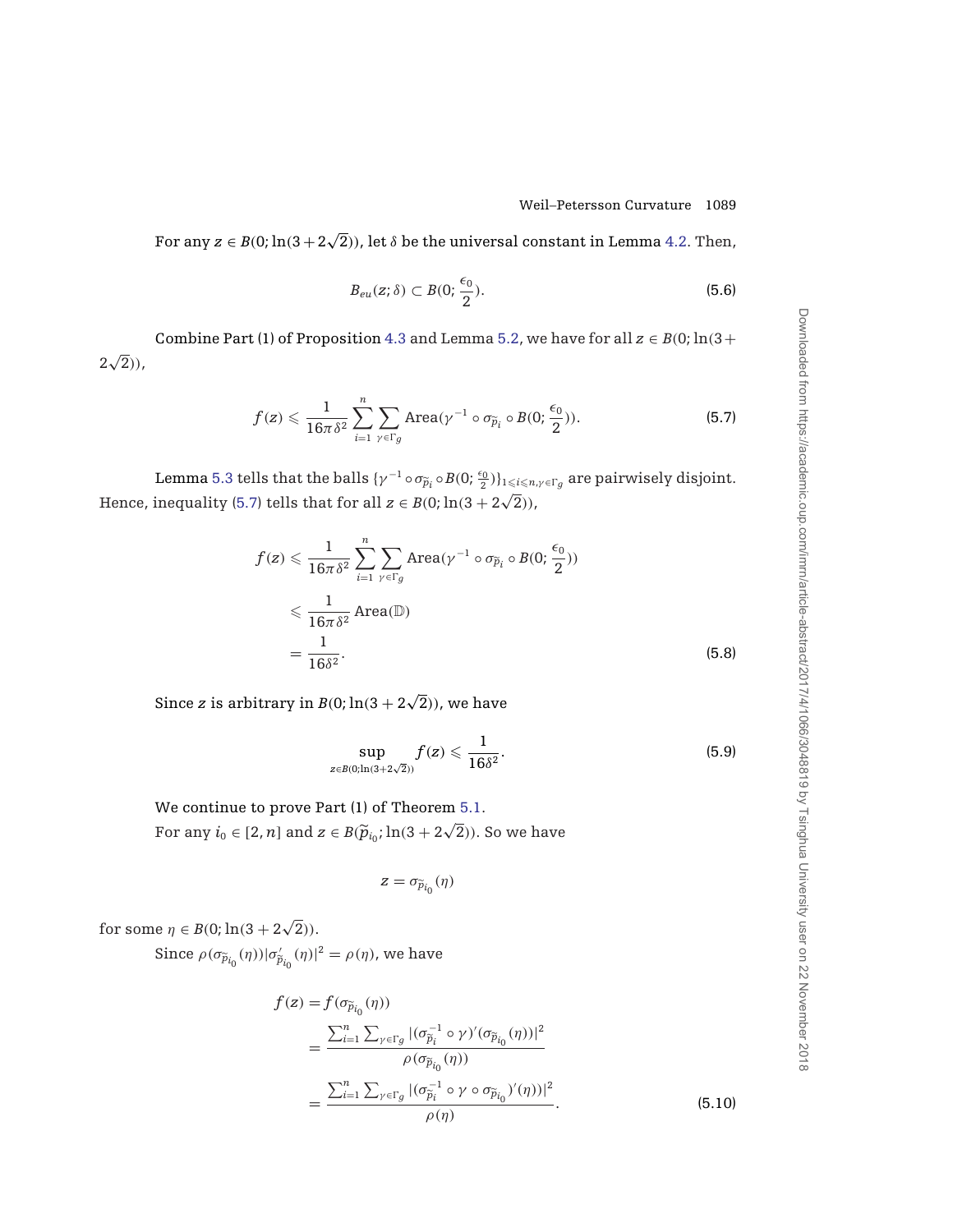For any $z \in B(0; \ln(3+2\sqrt{2}))$, let $\delta$ be the universal constant in Lemma 4.2. Then,

$$B_{eu}(z;\delta) \subset B(0;\frac{\epsilon_0}{2}). \tag{5.6}$$

Combine Part (1) of Proposition 4.3 and Lemma 5.2, we have for all $z \in B(0; \ln(3+2\sqrt{2}))$,

$$f(z) \leqslant \frac{1}{16\pi\delta^2}\sum_{i=1}^{n}\sum_{\gamma\in\Gamma_g}\text{Area}(\gamma^{-1}\circ\sigma_{\widetilde{p}_i}\circ B(0;\frac{\epsilon_0}{2})). \tag{5.7}$$

Lemma 5.3 tells that the balls $\{\gamma^{-1}\circ\sigma_{\widetilde{p}_i}\circ B(0;\frac{\epsilon_0}{2})\}_{1\leqslant i\leqslant n, \gamma\in\Gamma_g}$ are pairwisely disjoint. Hence, inequality (5.7) tells that for all $z \in B(0; \ln(3+2\sqrt{2}))$,

$$\begin{aligned} f(z) &\leqslant \frac{1}{16\pi\delta^2}\sum_{i=1}^{n}\sum_{\gamma\in\Gamma_g}\text{Area}(\gamma^{-1}\circ\sigma_{\widetilde{p}_i}\circ B(0;\frac{\epsilon_0}{2}))\\ &\leqslant \frac{1}{16\pi\delta^2}\text{Area}(\mathbb{D})\\ &= \frac{1}{16\delta^2}. \end{aligned} \tag{5.8}$$

Since $z$ is arbitrary in $B(0; \ln(3+2\sqrt{2}))$, we have

$$\sup_{z\in B(0;\ln(3+2\sqrt{2}))} f(z) \leqslant \frac{1}{16\delta^2}. \tag{5.9}$$

We continue to prove Part (1) of Theorem 5.1.

For any $i_0 \in [2,n]$ and $z \in B(\widetilde{p}_{i_0}; \ln(3+2\sqrt{2}))$. So we have

$$z = \sigma_{\widetilde{p}_{i_0}}(\eta)$$

for some $\eta \in B(0; \ln(3+2\sqrt{2}))$.

Since $\rho(\sigma_{\widetilde{p}_{i_0}}(\eta))|\sigma'_{\widetilde{p}_{i_0}}(\eta)|^2 = \rho(\eta)$, we have

$$\begin{aligned} f(z) &= f(\sigma_{\widetilde{p}_{i_0}}(\eta))\\ &= \frac{\sum_{i=1}^{n}\sum_{\gamma\in\Gamma_g}|(\sigma_{\widetilde{p}_i}^{-1}\circ\gamma)'(\sigma_{\widetilde{p}_{i_0}}(\eta))|^2}{\rho(\sigma_{\widetilde{p}_{i_0}}(\eta))}\\ &= \frac{\sum_{i=1}^{n}\sum_{\gamma\in\Gamma_g}|(\sigma_{\widetilde{p}_i}^{-1}\circ\gamma\circ\sigma_{\widetilde{p}_{i_0}})'(\eta))|^2}{\rho(\eta)}. \end{aligned} \tag{5.10}$$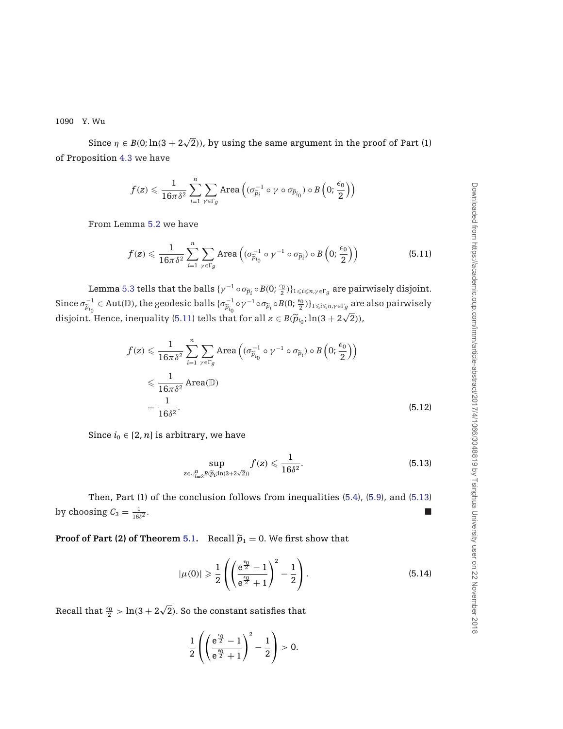Since $\eta \in B(0; \ln(3+2\sqrt{2}))$, by using the same argument in the proof of Part (1) of Proposition 4.3 we have

$$f(z) \leqslant \frac{1}{16\pi\delta^2} \sum_{i=1}^{n} \sum_{\gamma \in \Gamma_g} \text{Area}\left( (\sigma_{\widetilde{p}_i}^{-1} \circ \gamma \circ \sigma_{\widetilde{p}_{i_0}}) \circ B\left(0; \frac{\epsilon_0}{2}\right) \right)$$

From Lemma 5.2 we have

$$f(z) \leqslant \frac{1}{16\pi\delta^2} \sum_{i=1}^{n} \sum_{\gamma \in \Gamma_g} \text{Area}\left( (\sigma_{\widetilde{p}_{i_0}}^{-1} \circ \gamma^{-1} \circ \sigma_{\widetilde{p}_i}) \circ B\left(0; \frac{\epsilon_0}{2}\right) \right) \tag{5.11}$$

Lemma 5.3 tells that the balls $\{\gamma^{-1} \circ \sigma_{\widetilde{p}_i} \circ B(0; \frac{\epsilon_0}{2})\}_{1 \leqslant i \leqslant n, \gamma \in \Gamma_g}$ are pairwisely disjoint. Since $\sigma_{\widetilde{p}_{i_0}}^{-1} \in \text{Aut}(\mathbb{D})$, the geodesic balls $\{\sigma_{\widetilde{p}_{i_0}}^{-1} \circ \gamma^{-1} \circ \sigma_{\widetilde{p}_i} \circ B(0; \frac{\epsilon_0}{2})\}_{1 \leqslant i \leqslant n, \gamma \in \Gamma_g}$ are also pairwisely disjoint. Hence, inequality (5.11) tells that for all $z \in B(\widetilde{p}_{i_0}; \ln(3+2\sqrt{2}))$,

$$\begin{aligned}
f(z) &\leqslant \frac{1}{16\pi\delta^2} \sum_{i=1}^{n} \sum_{\gamma \in \Gamma_g} \text{Area}\left( (\sigma_{\widetilde{p}_{i_0}}^{-1} \circ \gamma^{-1} \circ \sigma_{\widetilde{p}_i}) \circ B\left(0; \frac{\epsilon_0}{2}\right) \right) \\
&\leqslant \frac{1}{16\pi\delta^2} \text{Area}(\mathbb{D}) \\
&= \frac{1}{16\delta^2}.
\end{aligned} \tag{5.12}$$

Since $i_0 \in [2, n]$ is arbitrary, we have

$$\sup_{z \in \cup_{i=2}^{n} B(\widetilde{p}_i; \ln(3+2\sqrt{2}))} f(z) \leqslant \frac{1}{16\delta^2}. \tag{5.13}$$

Then, Part (1) of the conclusion follows from inequalities (5.4), (5.9), and (5.13) by choosing $C_3 = \frac{1}{16\delta^2}$. ∎

**Proof of Part (2) of Theorem 5.1.** Recall $\widetilde{p}_1 = 0$. We first show that

$$|\mu(0)| \geqslant \frac{1}{2}\left( \left( \frac{e^{\frac{\epsilon_0}{2}} - 1}{e^{\frac{\epsilon_0}{2}} + 1} \right)^2 - \frac{1}{2} \right). \tag{5.14}$$

Recall that $\frac{\epsilon_0}{2} > \ln(3+2\sqrt{2})$. So the constant satisfies that

$$\frac{1}{2}\left( \left( \frac{e^{\frac{\epsilon_0}{2}} - 1}{e^{\frac{\epsilon_0}{2}} + 1} \right)^2 - \frac{1}{2} \right) > 0.$$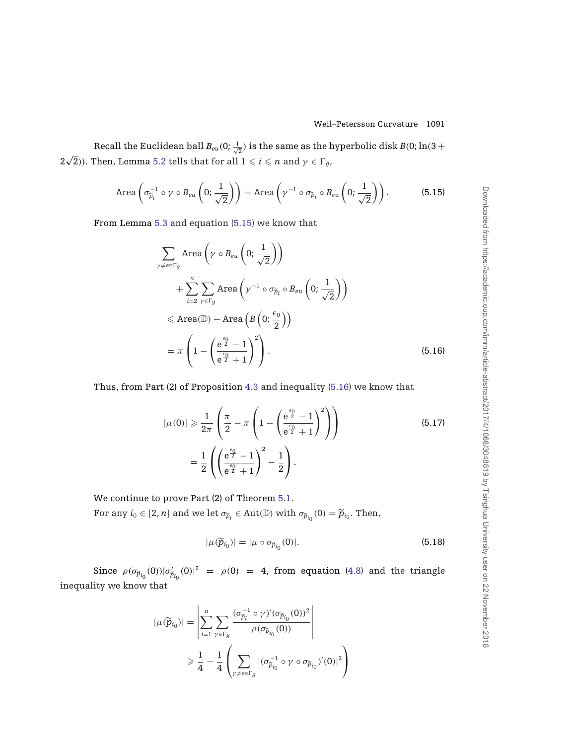Recall the Euclidean ball $B_{eu}(0; \frac{1}{\sqrt{2}})$ is the same as the hyperbolic disk $B(0; \ln(3+2\sqrt{2}))$. Then, Lemma 5.2 tells that for all $1 \leqslant i \leqslant n$ and $\gamma \in \Gamma_g$,

$$\text{Area}\left(\sigma_{\widetilde{p}_i}^{-1} \circ \gamma \circ B_{eu}\left(0; \frac{1}{\sqrt{2}}\right)\right) = \text{Area}\left(\gamma^{-1} \circ \sigma_{\widetilde{p}_i} \circ B_{eu}\left(0; \frac{1}{\sqrt{2}}\right)\right). \tag{5.15}$$

From Lemma 5.3 and equation (5.15) we know that

$$\begin{aligned}
&\sum_{\gamma \neq e \in \Gamma_g} \text{Area}\left(\gamma \circ B_{eu}\left(0; \frac{1}{\sqrt{2}}\right)\right) \\
&\quad + \sum_{i=2}^{n} \sum_{\gamma \in \Gamma_g} \text{Area}\left(\gamma^{-1} \circ \sigma_{\widetilde{p}_i} \circ B_{eu}\left(0; \frac{1}{\sqrt{2}}\right)\right) \\
&\leqslant \text{Area}(\mathbb{D}) - \text{Area}\left(B\left(0; \frac{\epsilon_0}{2}\right)\right) \\
&= \pi\left(1 - \left(\frac{e^{\frac{\epsilon_0}{2}} - 1}{e^{\frac{\epsilon_0}{2}} + 1}\right)^2\right).
\end{aligned} \tag{5.16}$$

Thus, from Part (2) of Proposition 4.3 and inequality (5.16) we know that

$$\begin{aligned}
|\mu(0)| &\geqslant \frac{1}{2\pi}\left(\frac{\pi}{2} - \pi\left(1 - \left(\frac{e^{\frac{\epsilon_0}{2}} - 1}{e^{\frac{\epsilon_0}{2}} + 1}\right)^2\right)\right) \\
&= \frac{1}{2}\left(\left(\frac{e^{\frac{\epsilon_0}{2}} - 1}{e^{\frac{\epsilon_0}{2}} + 1}\right)^2 - \frac{1}{2}\right).
\end{aligned} \tag{5.17}$$

We continue to prove Part (2) of Theorem 5.1.

For any $i_0 \in [2, n]$ and we let $\sigma_{\widetilde{p}_i} \in \text{Aut}(\mathbb{D})$ with $\sigma_{\widetilde{p}_{i_0}}(0) = \widetilde{p}_{i_0}$. Then,

$$|\mu(\widetilde{p}_{i_0})| = |\mu \circ \sigma_{\widetilde{p}_{i_0}}(0)|. \tag{5.18}$$

Since $\rho(\sigma_{\widetilde{p}_{i_0}}(0))|\sigma'_{\widetilde{p}_{i_0}}(0)|^2 = \rho(0) = 4$, from equation (4.8) and the triangle inequality we know that

$$\begin{aligned}
|\mu(\widetilde{p}_{i_0})| &= \left|\sum_{i=1}^{n} \sum_{\gamma \in \Gamma_g} \frac{(\sigma_{\widetilde{p}_i}^{-1} \circ \gamma)'(\sigma_{\widetilde{p}_{i_0}}(0))^2}{\rho(\sigma_{\widetilde{p}_{i_0}}(0))}\right| \\
&\geqslant \frac{1}{4} - \frac{1}{4}\left(\sum_{\gamma \neq e \in \Gamma_g} |(\sigma_{\widetilde{p}_{i_0}}^{-1} \circ \gamma \circ \sigma_{\widetilde{p}_{i_0}})'(0)|^2\right)
\end{aligned}$$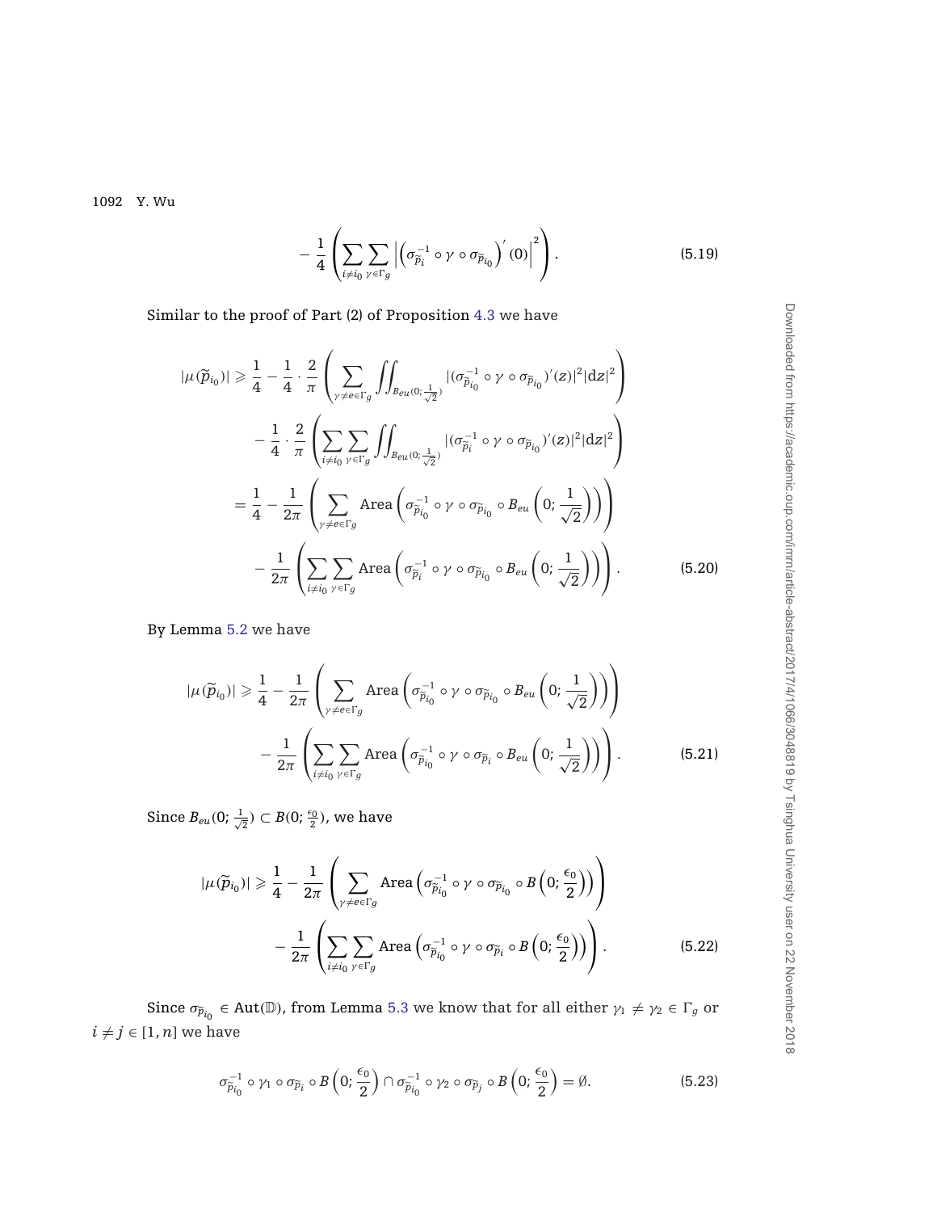$$- \frac{1}{4}\left(\sum_{i\neq i_0}\sum_{\gamma\in\Gamma_g}\left|\left(\sigma_{\widetilde{p}_i}^{-1}\circ\gamma\circ\sigma_{\widetilde{p}_{i_0}}\right)'(0)\right|^2\right). \tag{5.19}$$

Similar to the proof of Part (2) of Proposition 4.3 we have

$$\begin{aligned}
|\mu(\widetilde{p}_{i_0})| &\geqslant \frac{1}{4} - \frac{1}{4}\cdot\frac{2}{\pi}\left(\sum_{\gamma\neq e\in\Gamma_g}\iint_{B_{eu}(0;\frac{1}{\sqrt{2}})}|(\sigma_{\widetilde{p}_{i_0}}^{-1}\circ\gamma\circ\sigma_{\widetilde{p}_{i_0}})'(z)|^2|\mathrm{d}z|^2\right)\\
&\quad - \frac{1}{4}\cdot\frac{2}{\pi}\left(\sum_{i\neq i_0}\sum_{\gamma\in\Gamma_g}\iint_{B_{eu}(0;\frac{1}{\sqrt{2}})}|(\sigma_{\widetilde{p}_i}^{-1}\circ\gamma\circ\sigma_{\widetilde{p}_{i_0}})'(z)|^2|\mathrm{d}z|^2\right)\\
&= \frac{1}{4} - \frac{1}{2\pi}\left(\sum_{\gamma\neq e\in\Gamma_g}\mathrm{Area}\left(\sigma_{\widetilde{p}_{i_0}}^{-1}\circ\gamma\circ\sigma_{\widetilde{p}_{i_0}}\circ B_{eu}\left(0;\frac{1}{\sqrt{2}}\right)\right)\right)\\
&\quad - \frac{1}{2\pi}\left(\sum_{i\neq i_0}\sum_{\gamma\in\Gamma_g}\mathrm{Area}\left(\sigma_{\widetilde{p}_i}^{-1}\circ\gamma\circ\sigma_{\widetilde{p}_{i_0}}\circ B_{eu}\left(0;\frac{1}{\sqrt{2}}\right)\right)\right).
\end{aligned} \tag{5.20}$$

By Lemma 5.2 we have

$$\begin{aligned}
|\mu(\widetilde{p}_{i_0})| &\geqslant \frac{1}{4} - \frac{1}{2\pi}\left(\sum_{\gamma\neq e\in\Gamma_g}\mathrm{Area}\left(\sigma_{\widetilde{p}_{i_0}}^{-1}\circ\gamma\circ\sigma_{\widetilde{p}_{i_0}}\circ B_{eu}\left(0;\frac{1}{\sqrt{2}}\right)\right)\right)\\
&\quad - \frac{1}{2\pi}\left(\sum_{i\neq i_0}\sum_{\gamma\in\Gamma_g}\mathrm{Area}\left(\sigma_{\widetilde{p}_{i_0}}^{-1}\circ\gamma\circ\sigma_{\widetilde{p}_i}\circ B_{eu}\left(0;\frac{1}{\sqrt{2}}\right)\right)\right).
\end{aligned} \tag{5.21}$$

Since $B_{eu}(0;\frac{1}{\sqrt{2}})\subset B(0;\frac{\epsilon_0}{2})$, we have

$$\begin{aligned}
|\mu(\widetilde{p}_{i_0})| &\geqslant \frac{1}{4} - \frac{1}{2\pi}\left(\sum_{\gamma\neq e\in\Gamma_g}\mathrm{Area}\left(\sigma_{\widetilde{p}_{i_0}}^{-1}\circ\gamma\circ\sigma_{\widetilde{p}_{i_0}}\circ B\left(0;\frac{\epsilon_0}{2}\right)\right)\right)\\
&\quad - \frac{1}{2\pi}\left(\sum_{i\neq i_0}\sum_{\gamma\in\Gamma_g}\mathrm{Area}\left(\sigma_{\widetilde{p}_{i_0}}^{-1}\circ\gamma\circ\sigma_{\widetilde{p}_i}\circ B\left(0;\frac{\epsilon_0}{2}\right)\right)\right).
\end{aligned} \tag{5.22}$$

Since $\sigma_{\widetilde{p}_{i_0}}\in\mathrm{Aut}(\mathbb{D})$, from Lemma 5.3 we know that for all either $\gamma_1\neq\gamma_2\in\Gamma_g$ or $i\neq j\in[1,n]$ we have

$$\sigma_{\widetilde{p}_{i_0}}^{-1}\circ\gamma_1\circ\sigma_{\widetilde{p}_i}\circ B\left(0;\frac{\epsilon_0}{2}\right)\cap\sigma_{\widetilde{p}_{i_0}}^{-1}\circ\gamma_2\circ\sigma_{\widetilde{p}_j}\circ B\left(0;\frac{\epsilon_0}{2}\right)=\emptyset. \tag{5.23}$$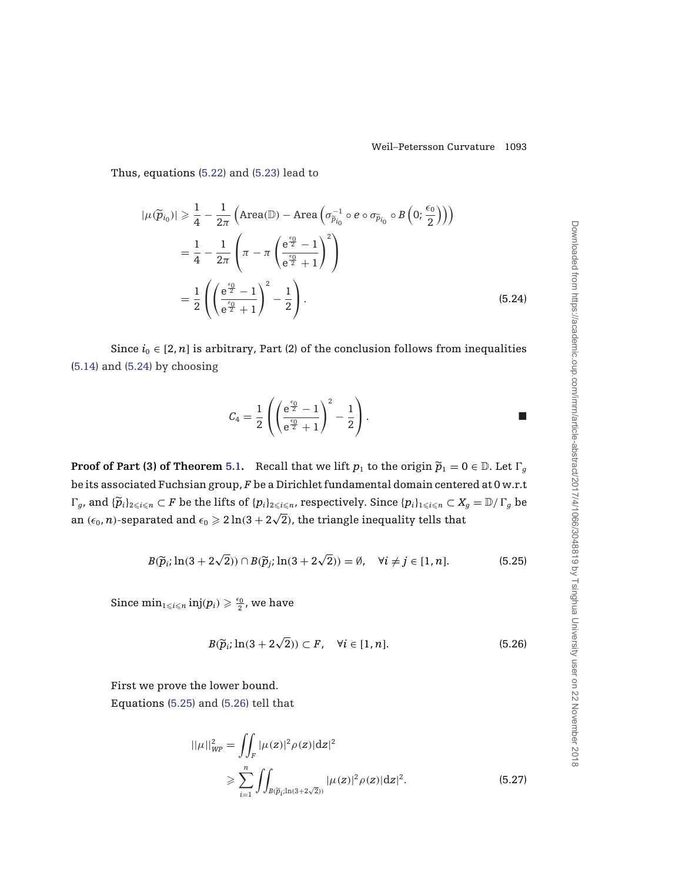Thus, equations (5.22) and (5.23) lead to

$$
\begin{aligned}
|\mu(\widetilde{p}_{i_0})| &\geqslant \frac{1}{4} - \frac{1}{2\pi}\left(\text{Area}(\mathbb{D}) - \text{Area}\left(\sigma_{\widetilde{p}_{i_0}}^{-1} \circ e \circ \sigma_{\widetilde{p}_{i_0}} \circ B\left(0; \frac{\epsilon_0}{2}\right)\right)\right) \\
&= \frac{1}{4} - \frac{1}{2\pi}\left(\pi - \pi\left(\frac{e^{\frac{\epsilon_0}{2}} - 1}{e^{\frac{\epsilon_0}{2}} + 1}\right)^2\right) \\
&= \frac{1}{2}\left(\left(\frac{e^{\frac{\epsilon_0}{2}} - 1}{e^{\frac{\epsilon_0}{2}} + 1}\right)^2 - \frac{1}{2}\right).
\end{aligned}
\tag{5.24}
$$

Since $i_0 \in [2, n]$ is arbitrary, Part (2) of the conclusion follows from inequalities (5.14) and (5.24) by choosing

$$
C_4 = \frac{1}{2}\left(\left(\frac{e^{\frac{\epsilon_0}{2}} - 1}{e^{\frac{\epsilon_0}{2}} + 1}\right)^2 - \frac{1}{2}\right). \qquad \blacksquare
$$

**Proof of Part (3) of Theorem 5.1.** Recall that we lift $p_1$ to the origin $\widetilde{p}_1 = 0 \in \mathbb{D}$. Let $\Gamma_g$ be its associated Fuchsian group, $F$ be a Dirichlet fundamental domain centered at 0 w.r.t $\Gamma_g$, and $\{\widetilde{p}_i\}_{2\leqslant i\leqslant n} \subset F$ be the lifts of $\{p_i\}_{2\leqslant i\leqslant n}$, respectively. Since $\{p_i\}_{1\leqslant i\leqslant n} \subset X_g = \mathbb{D}/\Gamma_g$ be an $(\epsilon_0, n)$-separated and $\epsilon_0 \geqslant 2\ln(3 + 2\sqrt{2})$, the triangle inequality tells that

$$
B(\widetilde{p}_i; \ln(3 + 2\sqrt{2})) \cap B(\widetilde{p}_j; \ln(3 + 2\sqrt{2})) = \emptyset, \quad \forall i \neq j \in [1, n]. \tag{5.25}
$$

Since $\min_{1\leqslant i\leqslant n} \text{inj}(p_i) \geqslant \frac{\epsilon_0}{2}$, we have

$$
B(\widetilde{p}_i; \ln(3 + 2\sqrt{2})) \subset F, \quad \forall i \in [1, n]. \tag{5.26}
$$

First we prove the lower bound.

Equations (5.25) and (5.26) tell that

$$
\begin{aligned}
||\mu||_{WP}^2 &= \iint_F |\mu(z)|^2 \rho(z) |\mathrm{d}z|^2 \\
&\geqslant \sum_{i=1}^{n} \iint_{B(\widetilde{p}_i; \ln(3+2\sqrt{2}))} |\mu(z)|^2 \rho(z) |\mathrm{d}z|^2.
\end{aligned}
\tag{5.27}
$$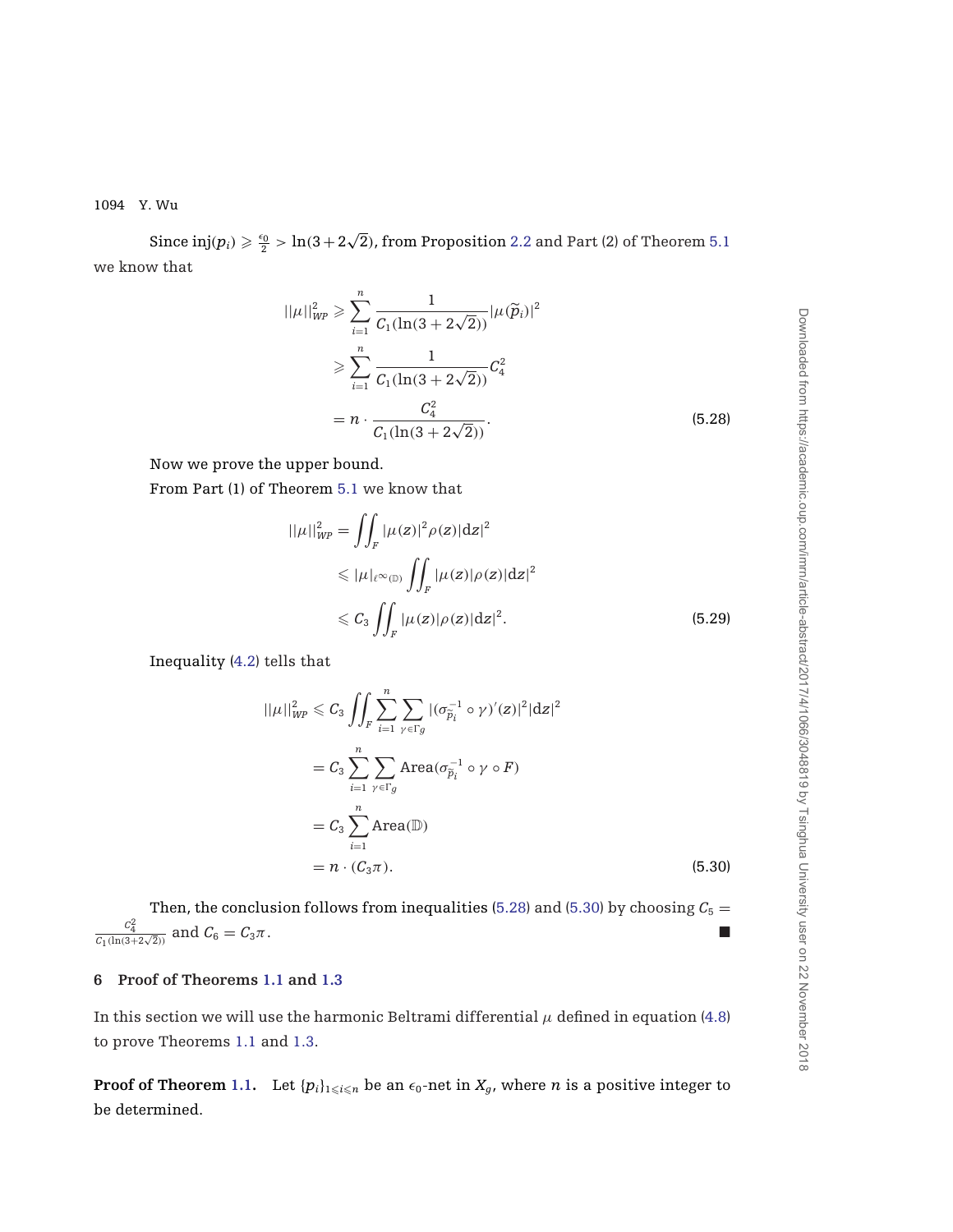Since $\text{inj}(p_i) \geqslant \frac{\epsilon_0}{2} > \ln(3+2\sqrt{2})$, from Proposition 2.2 and Part (2) of Theorem 5.1 we know that

$$
\begin{aligned}
||\mu||_{WP}^2 &\geqslant \sum_{i=1}^{n} \frac{1}{C_1(\ln(3+2\sqrt{2}))} |\mu(\widetilde{p}_i)|^2 \\
&\geqslant \sum_{i=1}^{n} \frac{1}{C_1(\ln(3+2\sqrt{2}))} C_4^2 \\
&= n \cdot \frac{C_4^2}{C_1(\ln(3+2\sqrt{2}))}.
\end{aligned} \tag{5.28}
$$

Now we prove the upper bound.

From Part (1) of Theorem 5.1 we know that

$$
\begin{aligned}
||\mu||_{WP}^2 &= \iint_F |\mu(z)|^2 \rho(z) |\mathrm{d}z|^2 \\
&\leqslant |\mu|_{\ell^\infty(\mathbb{D})} \iint_F |\mu(z)| \rho(z) |\mathrm{d}z|^2 \\
&\leqslant C_3 \iint_F |\mu(z)| \rho(z) |\mathrm{d}z|^2.
\end{aligned} \tag{5.29}
$$

Inequality (4.2) tells that

$$
\begin{aligned}
||\mu||_{WP}^2 &\leqslant C_3 \iint_F \sum_{i=1}^{n} \sum_{\gamma \in \Gamma_g} |(\sigma_{\widetilde{p}_i}^{-1} \circ \gamma)'(z)|^2 |\mathrm{d}z|^2 \\
&= C_3 \sum_{i=1}^{n} \sum_{\gamma \in \Gamma_g} \text{Area}(\sigma_{\widetilde{p}_i}^{-1} \circ \gamma \circ F) \\
&= C_3 \sum_{i=1}^{n} \text{Area}(\mathbb{D}) \\
&= n \cdot (C_3 \pi).
\end{aligned} \tag{5.30}
$$

Then, the conclusion follows from inequalities (5.28) and (5.30) by choosing $C_5 = \frac{C_4^2}{C_1(\ln(3+2\sqrt{2}))}$ and $C_6 = C_3 \pi$. ■

## 6 Proof of Theorems 1.1 and 1.3

In this section we will use the harmonic Beltrami differential $\mu$ defined in equation (4.8) to prove Theorems 1.1 and 1.3.

**Proof of Theorem 1.1.** Let $\{p_i\}_{1 \leqslant i \leqslant n}$ be an $\epsilon_0$-net in $X_g$, where $n$ is a positive integer to be determined.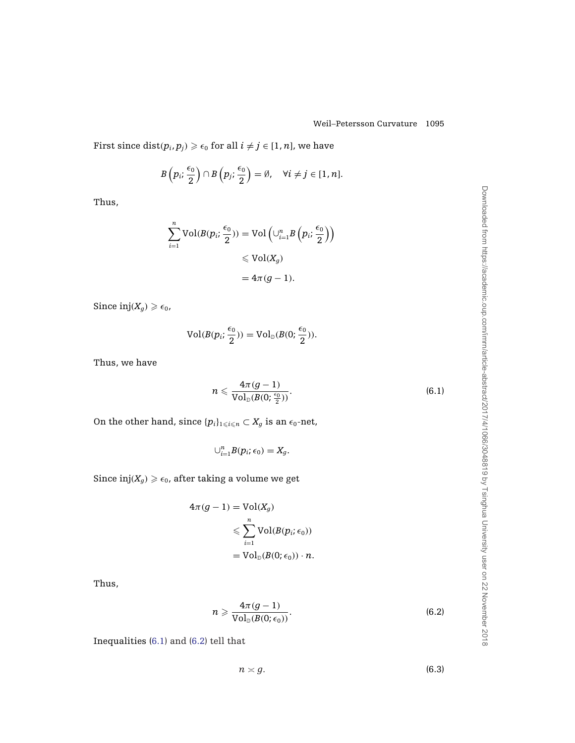First since $\text{dist}(p_i, p_j) \geqslant \epsilon_0$ for all $i \neq j \in [1, n]$, we have

$$B\left(p_i; \frac{\epsilon_0}{2}\right) \cap B\left(p_j; \frac{\epsilon_0}{2}\right) = \emptyset, \quad \forall i \neq j \in [1, n].$$

Thus,

$$\begin{aligned}\sum_{i=1}^{n} \text{Vol}(B(p_i; \frac{\epsilon_0}{2})) &= \text{Vol}\left(\cup_{i=1}^{n} B\left(p_i; \frac{\epsilon_0}{2}\right)\right) \\ &\leqslant \text{Vol}(X_g) \\ &= 4\pi(g-1).\end{aligned}$$

Since $\text{inj}(X_g) \geqslant \epsilon_0$,

$$\text{Vol}(B(p_i; \frac{\epsilon_0}{2})) = \text{Vol}_{\mathbb{D}}(B(0; \frac{\epsilon_0}{2})).$$

Thus, we have

$$n \leqslant \frac{4\pi(g-1)}{\text{Vol}_{\mathbb{D}}(B(0; \frac{\epsilon_0}{2}))}. \tag{6.1}$$

On the other hand, since $\{p_i\}_{1 \leqslant i \leqslant n} \subset X_g$ is an $\epsilon_0$-net,

$$\cup_{i=1}^{n} B(p_i; \epsilon_0) = X_g.$$

Since $\text{inj}(X_g) \geqslant \epsilon_0$, after taking a volume we get

$$\begin{aligned}4\pi(g-1) &= \text{Vol}(X_g) \\ &\leqslant \sum_{i=1}^{n} \text{Vol}(B(p_i; \epsilon_0)) \\ &= \text{Vol}_{\mathbb{D}}(B(0; \epsilon_0)) \cdot n.\end{aligned}$$

Thus,

$$n \geqslant \frac{4\pi(g-1)}{\text{Vol}_{\mathbb{D}}(B(0; \epsilon_0))}. \tag{6.2}$$

Inequalities (6.1) and (6.2) tell that

$$n \asymp g. \tag{6.3}$$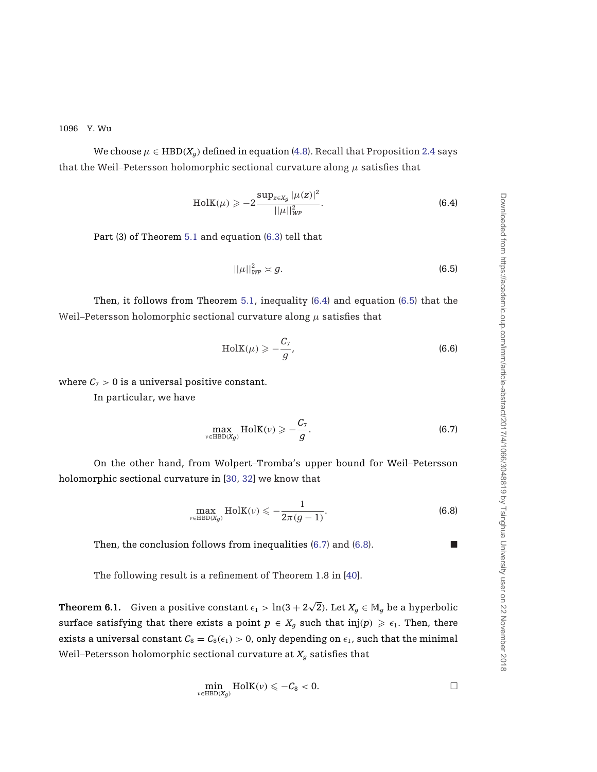We choose $\mu \in \mathrm{HBD}(X_g)$ defined in equation (4.8). Recall that Proposition 2.4 says that the Weil–Petersson holomorphic sectional curvature along $\mu$ satisfies that

$$\mathrm{HolK}(\mu) \geqslant -2\frac{\sup_{z\in X_g}|\mu(z)|^2}{||\mu||_{WP}^2}. \tag{6.4}$$

Part (3) of Theorem 5.1 and equation (6.3) tell that

$$||\mu||_{WP}^2 \asymp g. \tag{6.5}$$

Then, it follows from Theorem 5.1, inequality (6.4) and equation (6.5) that the Weil–Petersson holomorphic sectional curvature along $\mu$ satisfies that

$$\mathrm{HolK}(\mu) \geqslant -\frac{C_7}{g}, \tag{6.6}$$

where $C_7 > 0$ is a universal positive constant.

In particular, we have

$$\max_{\nu\in\mathrm{HBD}(X_g)} \mathrm{HolK}(\nu) \geqslant -\frac{C_7}{g}. \tag{6.7}$$

On the other hand, from Wolpert–Tromba's upper bound for Weil–Petersson holomorphic sectional curvature in [30, 32] we know that

$$\max_{\nu\in\mathrm{HBD}(X_g)} \mathrm{HolK}(\nu) \leqslant -\frac{1}{2\pi(g-1)}. \tag{6.8}$$

Then, the conclusion follows from inequalities (6.7) and (6.8). ■

The following result is a refinement of Theorem 1.8 in [40].

**Theorem 6.1.** Given a positive constant $\epsilon_1 > \ln(3+2\sqrt{2})$. Let $X_g \in \mathbb{M}_g$ be a hyperbolic surface satisfying that there exists a point $p \in X_g$ such that $\mathrm{inj}(p) \geqslant \epsilon_1$. Then, there exists a universal constant $C_8 = C_8(\epsilon_1) > 0$, only depending on $\epsilon_1$, such that the minimal Weil–Petersson holomorphic sectional curvature at $X_g$ satisfies that

$$\min_{\nu\in\mathrm{HBD}(X_g)} \mathrm{HolK}(\nu) \leqslant -C_8 < 0. \qquad \square$$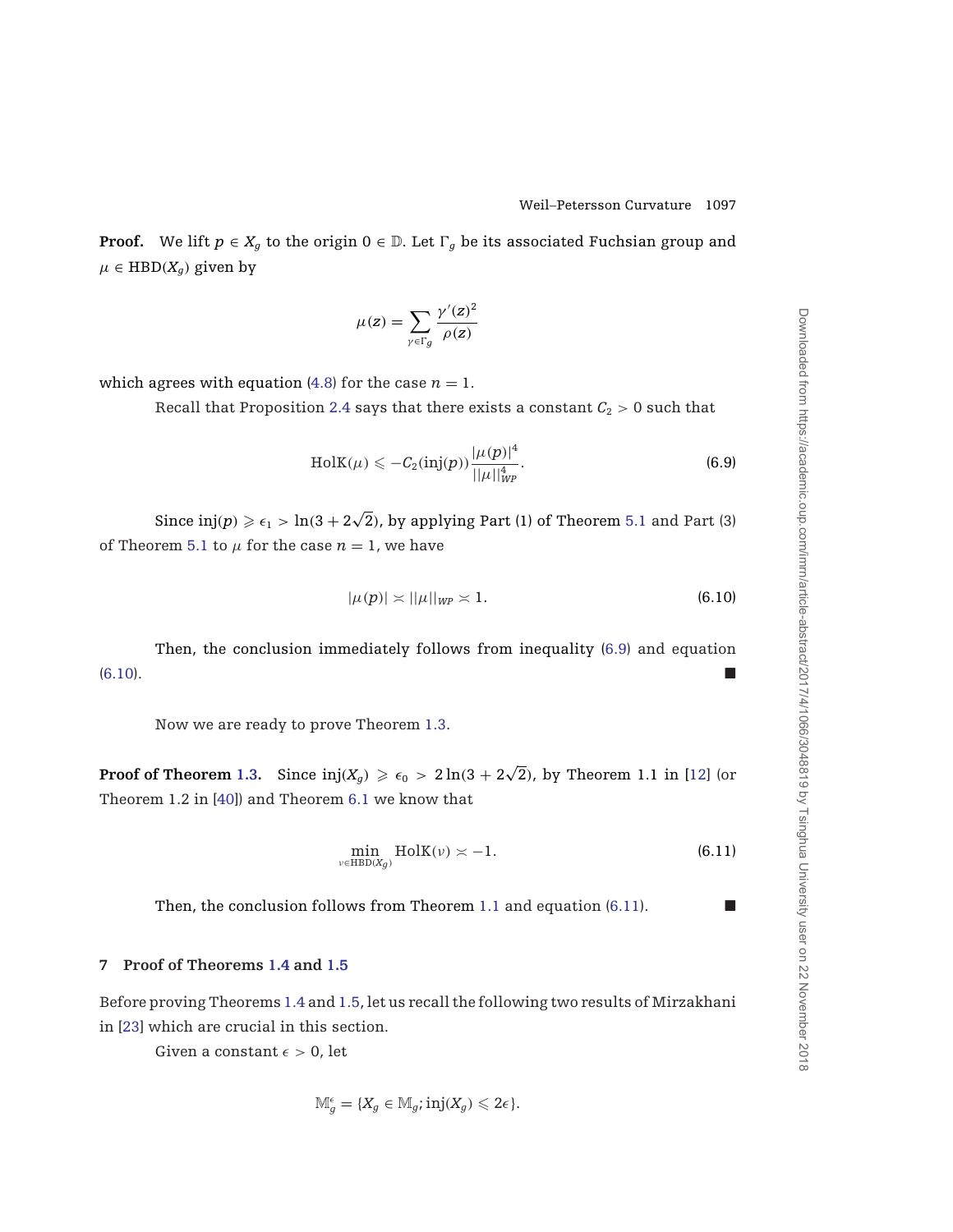**Proof.** We lift $p \in X_g$ to the origin $0 \in \mathbb{D}$. Let $\Gamma_g$ be its associated Fuchsian group and $\mu \in \mathrm{HBD}(X_g)$ given by

$$\mu(z) = \sum_{\gamma \in \Gamma_g} \frac{\gamma'(z)^2}{\rho(z)}$$

which agrees with equation (4.8) for the case $n = 1$.

Recall that Proposition 2.4 says that there exists a constant $C_2 > 0$ such that

$$\mathrm{HolK}(\mu) \leqslant -C_2(\mathrm{inj}(p)) \frac{|\mu(p)|^4}{||\mu||_{WP}^4}. \tag{6.9}$$

Since $\mathrm{inj}(p) \geqslant \epsilon_1 > \ln(3 + 2\sqrt{2})$, by applying Part (1) of Theorem 5.1 and Part (3) of Theorem 5.1 to $\mu$ for the case $n = 1$, we have

$$|\mu(p)| \asymp ||\mu||_{WP} \asymp 1. \tag{6.10}$$

Then, the conclusion immediately follows from inequality (6.9) and equation (6.10). ■

Now we are ready to prove Theorem 1.3.

**Proof of Theorem 1.3.** Since $\mathrm{inj}(X_g) \geqslant \epsilon_0 > 2\ln(3 + 2\sqrt{2})$, by Theorem 1.1 in [12] (or Theorem 1.2 in [40]) and Theorem 6.1 we know that

$$\min_{\nu \in \mathrm{HBD}(X_g)} \mathrm{HolK}(\nu) \asymp -1. \tag{6.11}$$

Then, the conclusion follows from Theorem 1.1 and equation (6.11). ■

## 7 Proof of Theorems 1.4 and 1.5

Before proving Theorems 1.4 and 1.5, let us recall the following two results of Mirzakhani in [23] which are crucial in this section.

Given a constant $\epsilon > 0$, let

$$\mathbb{M}_g^{\epsilon} = \{X_g \in \mathbb{M}_g; \mathrm{inj}(X_g) \leqslant 2\epsilon\}.$$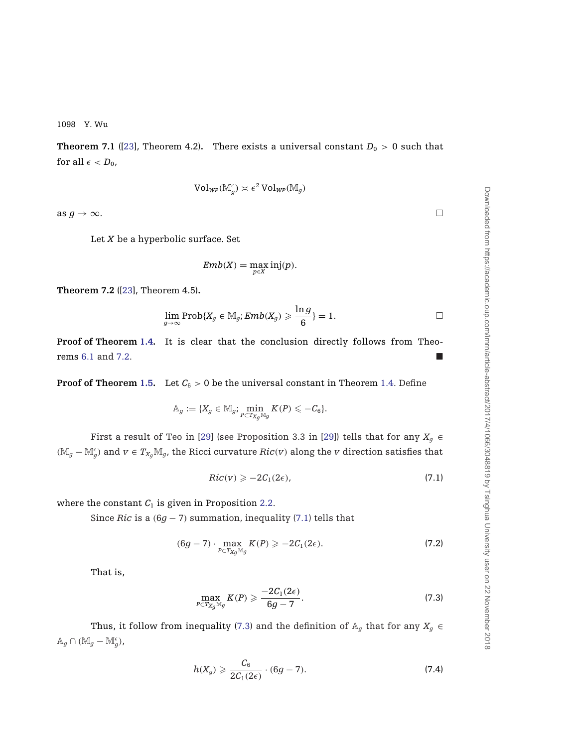**Theorem 7.1** ([23], Theorem 4.2)**.** There exists a universal constant $D_0 > 0$ such that for all $\epsilon < D_0$,

$$\mathrm{Vol}_{WP}(\mathbb{M}_g^{\epsilon}) \asymp \epsilon^2 \, \mathrm{Vol}_{WP}(\mathbb{M}_g)$$

as $g \to \infty$. □

Let $X$ be a hyperbolic surface. Set

$$Emb(X) = \max_{p \in X} \mathrm{inj}(p).$$

**Theorem 7.2** ([23], Theorem 4.5)**.**

$$\lim_{g \to \infty} \mathrm{Prob}\{X_g \in \mathbb{M}_g; Emb(X_g) \geqslant \frac{\ln g}{6}\} = 1.$$ □

**Proof of Theorem 1.4.** It is clear that the conclusion directly follows from Theorems 6.1 and 7.2. ■

**Proof of Theorem 1.5.** Let $C_6 > 0$ be the universal constant in Theorem 1.4. Define

$$\mathbb{A}_g := \{X_g \in \mathbb{M}_g; \min_{P \subset T_{X_g}\mathbb{M}_g} K(P) \leqslant -C_6\}.$$

First a result of Teo in [29] (see Proposition 3.3 in [29]) tells that for any $X_g \in (\mathbb{M}_g - \mathbb{M}_g^{\epsilon})$ and $v \in T_{X_g}\mathbb{M}_g$, the Ricci curvature $Ric(v)$ along the $v$ direction satisfies that

$$Ric(v) \geqslant -2C_1(2\epsilon), \tag{7.1}$$

where the constant $C_1$ is given in Proposition 2.2.

Since $Ric$ is a $(6g-7)$ summation, inequality (7.1) tells that

$$(6g-7) \cdot \max_{P \subset T_{X_g}\mathbb{M}_g} K(P) \geqslant -2C_1(2\epsilon). \tag{7.2}$$

That is,

$$\max_{P \subset T_{X_g}\mathbb{M}_g} K(P) \geqslant \frac{-2C_1(2\epsilon)}{6g-7}. \tag{7.3}$$

Thus, it follow from inequality (7.3) and the definition of $\mathbb{A}_g$ that for any $X_g \in \mathbb{A}_g \cap (\mathbb{M}_g - \mathbb{M}_g^{\epsilon})$,

$$h(X_g) \geqslant \frac{C_6}{2C_1(2\epsilon)} \cdot (6g-7). \tag{7.4}$$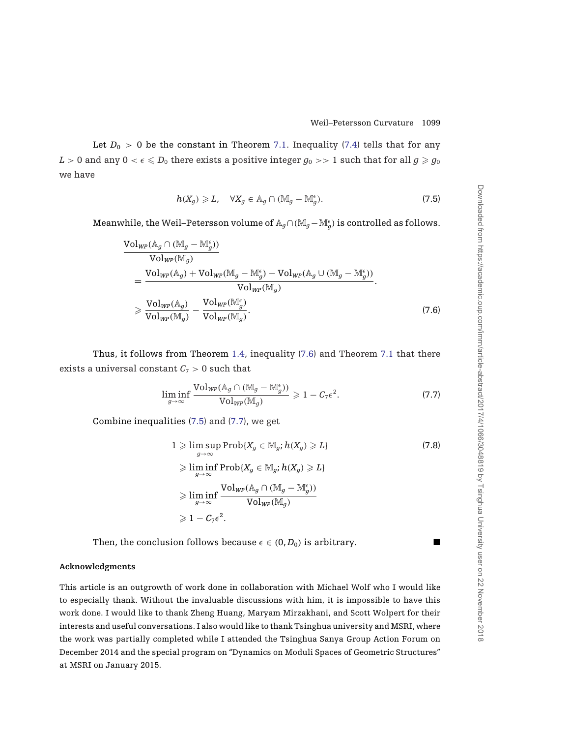Let $D_0 > 0$ be the constant in Theorem 7.1. Inequality (7.4) tells that for any $L > 0$ and any $0 < \epsilon \leqslant D_0$ there exists a positive integer $g_0 >> 1$ such that for all $g \geqslant g_0$ we have

$$h(X_g) \geqslant L, \quad \forall X_g \in \mathbb{A}_g \cap (\mathbb{M}_g - \mathbb{M}_g^{\epsilon}). \tag{7.5}$$

Meanwhile, the Weil–Petersson volume of $\mathbb{A}_g \cap (\mathbb{M}_g - \mathbb{M}_g^{\epsilon})$ is controlled as follows.

$$\begin{aligned}
&\frac{\mathrm{Vol}_{WP}(\mathbb{A}_g \cap (\mathbb{M}_g - \mathbb{M}_g^{\epsilon}))}{\mathrm{Vol}_{WP}(\mathbb{M}_g)} \\
&= \frac{\mathrm{Vol}_{WP}(\mathbb{A}_g) + \mathrm{Vol}_{WP}(\mathbb{M}_g - \mathbb{M}_g^{\epsilon}) - \mathrm{Vol}_{WP}(\mathbb{A}_g \cup (\mathbb{M}_g - \mathbb{M}_g^{\epsilon}))}{\mathrm{Vol}_{WP}(\mathbb{M}_g)}. \\
&\geqslant \frac{\mathrm{Vol}_{WP}(\mathbb{A}_g)}{\mathrm{Vol}_{WP}(\mathbb{M}_g)} - \frac{\mathrm{Vol}_{WP}(\mathbb{M}_g^{\epsilon})}{\mathrm{Vol}_{WP}(\mathbb{M}_g)}.
\end{aligned} \tag{7.6}$$

Thus, it follows from Theorem 1.4, inequality (7.6) and Theorem 7.1 that there exists a universal constant $C_7 > 0$ such that

$$\liminf_{g \to \infty} \frac{\mathrm{Vol}_{WP}(\mathbb{A}_g \cap (\mathbb{M}_g - \mathbb{M}_g^{\epsilon}))}{\mathrm{Vol}_{WP}(\mathbb{M}_g)} \geqslant 1 - C_7 \epsilon^2. \tag{7.7}$$

Combine inequalities (7.5) and (7.7), we get

$$\begin{aligned}
1 &\geqslant \limsup_{g \to \infty} \mathrm{Prob}\{X_g \in \mathbb{M}_g; h(X_g) \geqslant L\} \\
&\geqslant \liminf_{g \to \infty} \mathrm{Prob}\{X_g \in \mathbb{M}_g; h(X_g) \geqslant L\} \\
&\geqslant \liminf_{g \to \infty} \frac{\mathrm{Vol}_{WP}(\mathbb{A}_g \cap (\mathbb{M}_g - \mathbb{M}_g^{\epsilon}))}{\mathrm{Vol}_{WP}(\mathbb{M}_g)} \\
&\geqslant 1 - C_7 \epsilon^2.
\end{aligned} \tag{7.8}$$

Then, the conclusion follows because $\epsilon \in (0, D_0)$ is arbitrary. ∎

## Acknowledgments

This article is an outgrowth of work done in collaboration with Michael Wolf who I would like to especially thank. Without the invaluable discussions with him, it is impossible to have this work done. I would like to thank Zheng Huang, Maryam Mirzakhani, and Scott Wolpert for their interests and useful conversations. I also would like to thank Tsinghua university and MSRI, where the work was partially completed while I attended the Tsinghua Sanya Group Action Forum on December 2014 and the special program on "Dynamics on Moduli Spaces of Geometric Structures" at MSRI on January 2015.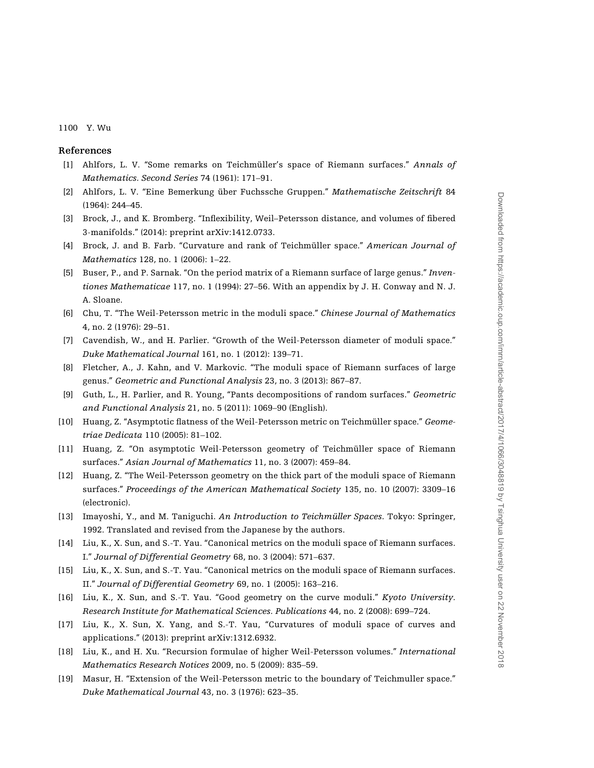## References

[1] Ahlfors, L. V. "Some remarks on Teichmüller's space of Riemann surfaces." *Annals of Mathematics. Second Series* 74 (1961): 171–91.

[2] Ahlfors, L. V. "Eine Bemerkung über Fuchssche Gruppen." *Mathematische Zeitschrift* 84 (1964): 244–45.

[3] Brock, J., and K. Bromberg. "Inflexibility, Weil–Petersson distance, and volumes of fibered 3-manifolds." (2014): preprint arXiv:1412.0733.

[4] Brock, J. and B. Farb. "Curvature and rank of Teichmüller space." *American Journal of Mathematics* 128, no. 1 (2006): 1–22.

[5] Buser, P., and P. Sarnak. "On the period matrix of a Riemann surface of large genus." *Inventiones Mathematicae* 117, no. 1 (1994): 27–56. With an appendix by J. H. Conway and N. J. A. Sloane.

[6] Chu, T. "The Weil-Petersson metric in the moduli space." *Chinese Journal of Mathematics* 4, no. 2 (1976): 29–51.

[7] Cavendish, W., and H. Parlier. "Growth of the Weil-Petersson diameter of moduli space." *Duke Mathematical Journal* 161, no. 1 (2012): 139–71.

[8] Fletcher, A., J. Kahn, and V. Markovic. "The moduli space of Riemann surfaces of large genus." *Geometric and Functional Analysis* 23, no. 3 (2013): 867–87.

[9] Guth, L., H. Parlier, and R. Young, "Pants decompositions of random surfaces." *Geometric and Functional Analysis* 21, no. 5 (2011): 1069–90 (English).

[10] Huang, Z. "Asymptotic flatness of the Weil-Petersson metric on Teichmüller space." *Geometriae Dedicata* 110 (2005): 81–102.

[11] Huang, Z. "On asymptotic Weil-Petersson geometry of Teichmüller space of Riemann surfaces." *Asian Journal of Mathematics* 11, no. 3 (2007): 459–84.

[12] Huang, Z. "The Weil-Petersson geometry on the thick part of the moduli space of Riemann surfaces." *Proceedings of the American Mathematical Society* 135, no. 10 (2007): 3309–16 (electronic).

[13] Imayoshi, Y., and M. Taniguchi. *An Introduction to Teichmüller Spaces*. Tokyo: Springer, 1992. Translated and revised from the Japanese by the authors.

[14] Liu, K., X. Sun, and S.-T. Yau. "Canonical metrics on the moduli space of Riemann surfaces. I." *Journal of Differential Geometry* 68, no. 3 (2004): 571–637.

[15] Liu, K., X. Sun, and S.-T. Yau. "Canonical metrics on the moduli space of Riemann surfaces. II." *Journal of Differential Geometry* 69, no. 1 (2005): 163–216.

[16] Liu, K., X. Sun, and S.-T. Yau. "Good geometry on the curve moduli." *Kyoto University. Research Institute for Mathematical Sciences. Publications* 44, no. 2 (2008): 699–724.

[17] Liu, K., X. Sun, X. Yang, and S.-T. Yau, "Curvatures of moduli space of curves and applications." (2013): preprint arXiv:1312.6932.

[18] Liu, K., and H. Xu. "Recursion formulae of higher Weil-Petersson volumes." *International Mathematics Research Notices* 2009, no. 5 (2009): 835–59.

[19] Masur, H. "Extension of the Weil-Petersson metric to the boundary of Teichmuller space." *Duke Mathematical Journal* 43, no. 3 (1976): 623–35.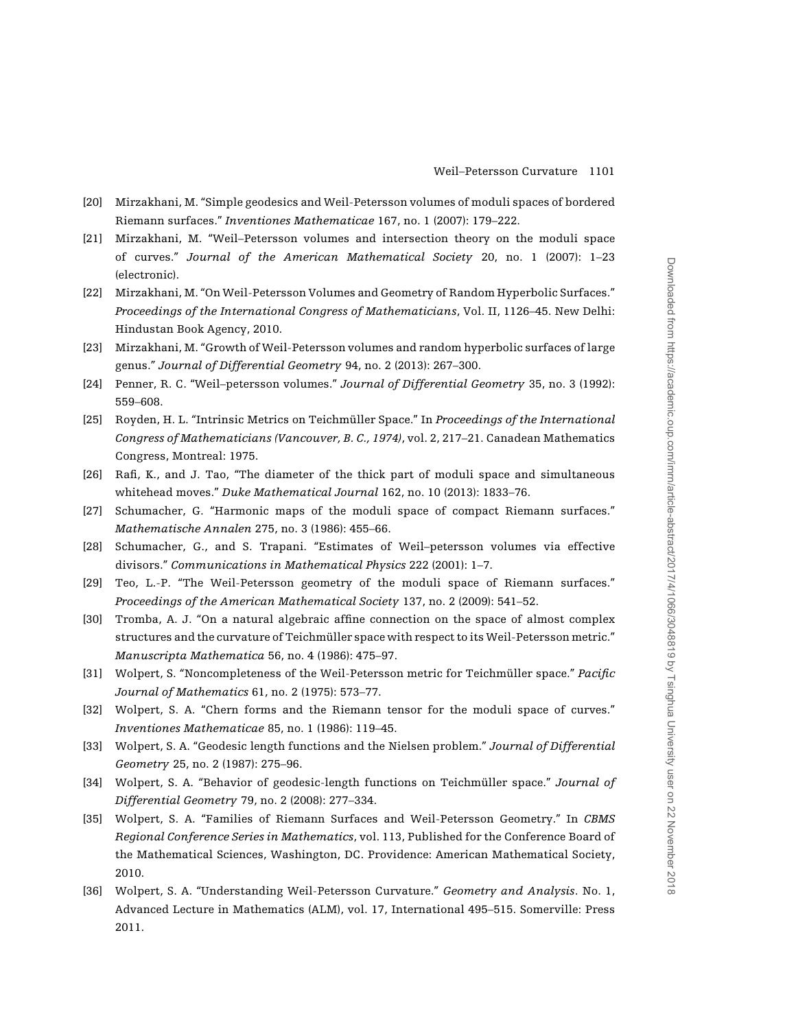[20] Mirzakhani, M. "Simple geodesics and Weil-Petersson volumes of moduli spaces of bordered Riemann surfaces." *Inventiones Mathematicae* 167, no. 1 (2007): 179–222.

[21] Mirzakhani, M. "Weil–Petersson volumes and intersection theory on the moduli space of curves." *Journal of the American Mathematical Society* 20, no. 1 (2007): 1–23 (electronic).

[22] Mirzakhani, M. "On Weil-Petersson Volumes and Geometry of Random Hyperbolic Surfaces." *Proceedings of the International Congress of Mathematicians*, Vol. II, 1126–45. New Delhi: Hindustan Book Agency, 2010.

[23] Mirzakhani, M. "Growth of Weil-Petersson volumes and random hyperbolic surfaces of large genus." *Journal of Differential Geometry* 94, no. 2 (2013): 267–300.

[24] Penner, R. C. "Weil–petersson volumes." *Journal of Differential Geometry* 35, no. 3 (1992): 559–608.

[25] Royden, H. L. "Intrinsic Metrics on Teichmüller Space." In *Proceedings of the International Congress of Mathematicians (Vancouver, B. C., 1974)*, vol. 2, 217–21. Canadean Mathematics Congress, Montreal: 1975.

[26] Rafi, K., and J. Tao, "The diameter of the thick part of moduli space and simultaneous whitehead moves." *Duke Mathematical Journal* 162, no. 10 (2013): 1833–76.

[27] Schumacher, G. "Harmonic maps of the moduli space of compact Riemann surfaces." *Mathematische Annalen* 275, no. 3 (1986): 455–66.

[28] Schumacher, G., and S. Trapani. "Estimates of Weil–petersson volumes via effective divisors." *Communications in Mathematical Physics* 222 (2001): 1–7.

[29] Teo, L.-P. "The Weil-Petersson geometry of the moduli space of Riemann surfaces." *Proceedings of the American Mathematical Society* 137, no. 2 (2009): 541–52.

[30] Tromba, A. J. "On a natural algebraic affine connection on the space of almost complex structures and the curvature of Teichmüller space with respect to its Weil-Petersson metric." *Manuscripta Mathematica* 56, no. 4 (1986): 475–97.

[31] Wolpert, S. "Noncompleteness of the Weil-Petersson metric for Teichmüller space." *Pacific Journal of Mathematics* 61, no. 2 (1975): 573–77.

[32] Wolpert, S. A. "Chern forms and the Riemann tensor for the moduli space of curves." *Inventiones Mathematicae* 85, no. 1 (1986): 119–45.

[33] Wolpert, S. A. "Geodesic length functions and the Nielsen problem." *Journal of Differential Geometry* 25, no. 2 (1987): 275–96.

[34] Wolpert, S. A. "Behavior of geodesic-length functions on Teichmüller space." *Journal of Differential Geometry* 79, no. 2 (2008): 277–334.

[35] Wolpert, S. A. "Families of Riemann Surfaces and Weil-Petersson Geometry." In *CBMS Regional Conference Series in Mathematics*, vol. 113, Published for the Conference Board of the Mathematical Sciences, Washington, DC. Providence: American Mathematical Society, 2010.

[36] Wolpert, S. A. "Understanding Weil-Petersson Curvature." *Geometry and Analysis*. No. 1, Advanced Lecture in Mathematics (ALM), vol. 17, International 495–515. Somerville: Press 2011.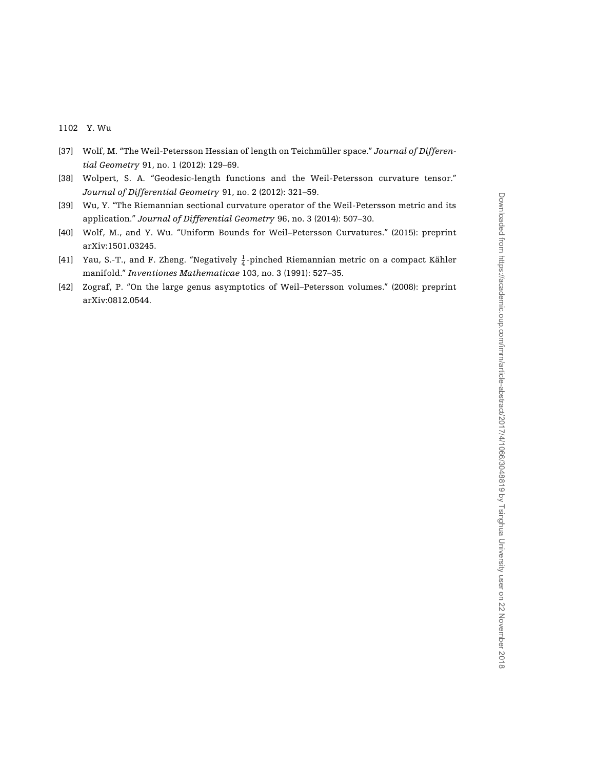[37] Wolf, M. "The Weil-Petersson Hessian of length on Teichmüller space." *Journal of Differential Geometry* 91, no. 1 (2012): 129–69.

[38] Wolpert, S. A. "Geodesic-length functions and the Weil-Petersson curvature tensor." *Journal of Differential Geometry* 91, no. 2 (2012): 321–59.

[39] Wu, Y. "The Riemannian sectional curvature operator of the Weil-Petersson metric and its application." *Journal of Differential Geometry* 96, no. 3 (2014): 507–30.

[40] Wolf, M., and Y. Wu. "Uniform Bounds for Weil–Petersson Curvatures." (2015): preprint arXiv:1501.03245.

[41] Yau, S.-T., and F. Zheng. "Negatively $\frac{1}{4}$-pinched Riemannian metric on a compact Kähler manifold." *Inventiones Mathematicae* 103, no. 3 (1991): 527–35.

[42] Zograf, P. "On the large genus asymptotics of Weil–Petersson volumes." (2008): preprint arXiv:0812.0544.